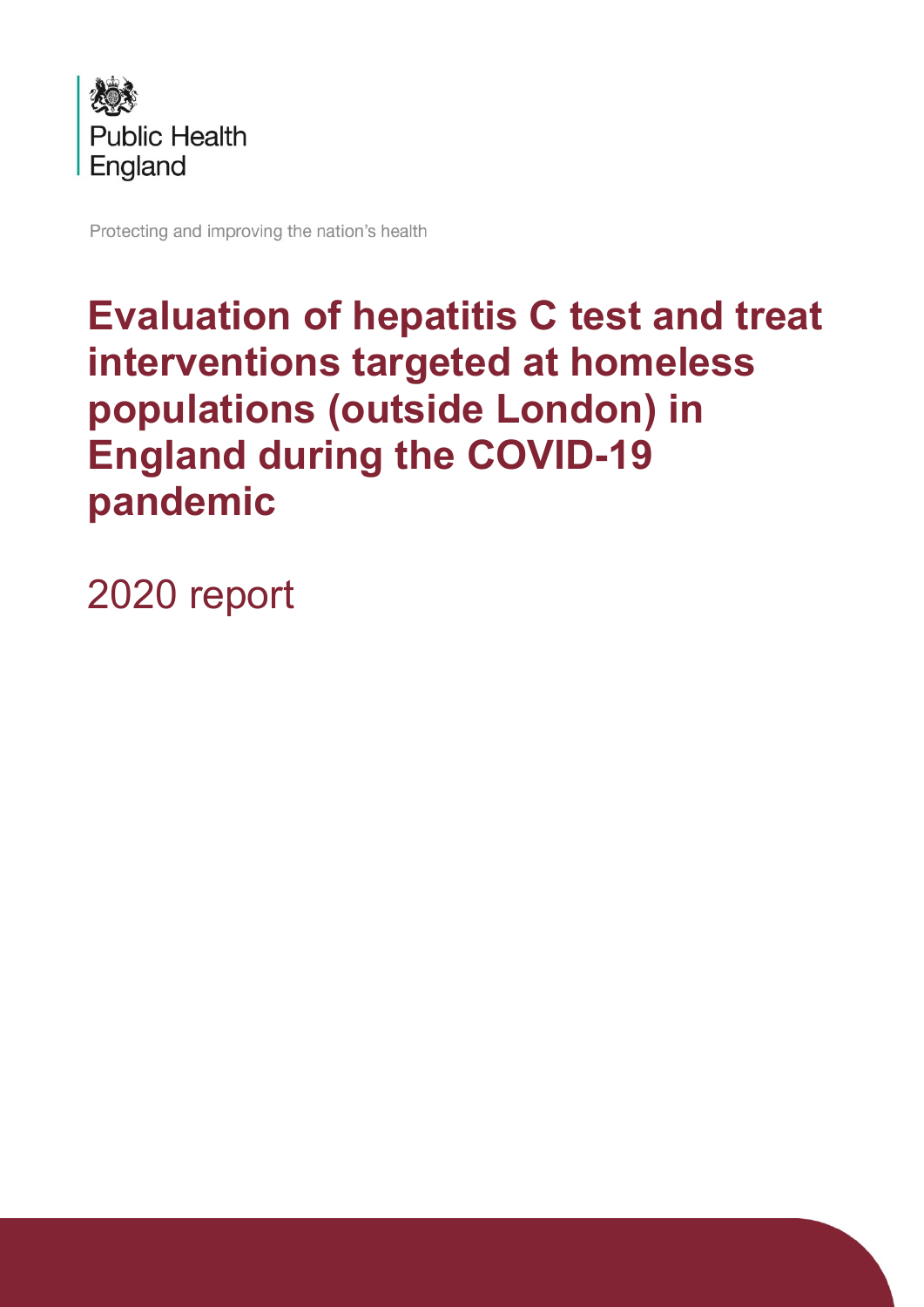Public Health England

Protecting and improving the nation's health

# Evaluation of hepatitis C test and treat interventions targeted at homeless populations (outside London) in England during the COVID-19 pandemic

2020 report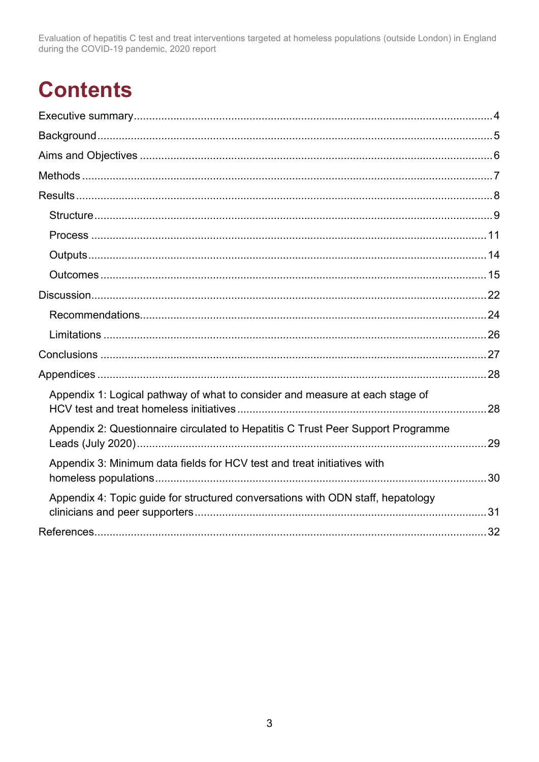# Contents

- Executive summary ... 4
- Background ... 5
- Aims and Objectives ... 6
- Methods ... 7
- Results ... 8
  - Structure ... 9
  - Process ... 11
  - Outputs ... 14
  - Outcomes ... 15
- Discussion ... 22
  - Recommendations ... 24
  - Limitations ... 26
- Conclusions ... 27
- Appendices ... 28
  - Appendix 1: Logical pathway of what to consider and measure at each stage of HCV test and treat homeless initiatives ... 28
  - Appendix 2: Questionnaire circulated to Hepatitis C Trust Peer Support Programme Leads (July 2020) ... 29
  - Appendix 3: Minimum data fields for HCV test and treat initiatives with homeless populations ... 30
  - Appendix 4: Topic guide for structured conversations with ODN staff, hepatology clinicians and peer supporters ... 31
- References ... 32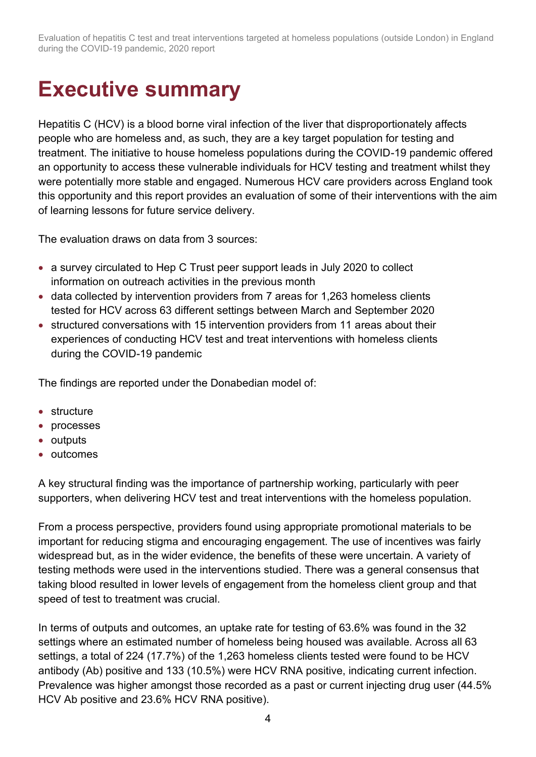# Executive summary

Hepatitis C (HCV) is a blood borne viral infection of the liver that disproportionately affects people who are homeless and, as such, they are a key target population for testing and treatment. The initiative to house homeless populations during the COVID-19 pandemic offered an opportunity to access these vulnerable individuals for HCV testing and treatment whilst they were potentially more stable and engaged. Numerous HCV care providers across England took this opportunity and this report provides an evaluation of some of their interventions with the aim of learning lessons for future service delivery.

The evaluation draws on data from 3 sources:

- a survey circulated to Hep C Trust peer support leads in July 2020 to collect information on outreach activities in the previous month
- data collected by intervention providers from 7 areas for 1,263 homeless clients tested for HCV across 63 different settings between March and September 2020
- structured conversations with 15 intervention providers from 11 areas about their experiences of conducting HCV test and treat interventions with homeless clients during the COVID-19 pandemic

The findings are reported under the Donabedian model of:

- structure
- processes
- outputs
- outcomes

A key structural finding was the importance of partnership working, particularly with peer supporters, when delivering HCV test and treat interventions with the homeless population.

From a process perspective, providers found using appropriate promotional materials to be important for reducing stigma and encouraging engagement. The use of incentives was fairly widespread but, as in the wider evidence, the benefits of these were uncertain. A variety of testing methods were used in the interventions studied. There was a general consensus that taking blood resulted in lower levels of engagement from the homeless client group and that speed of test to treatment was crucial.

In terms of outputs and outcomes, an uptake rate for testing of 63.6% was found in the 32 settings where an estimated number of homeless being housed was available. Across all 63 settings, a total of 224 (17.7%) of the 1,263 homeless clients tested were found to be HCV antibody (Ab) positive and 133 (10.5%) were HCV RNA positive, indicating current infection. Prevalence was higher amongst those recorded as a past or current injecting drug user (44.5% HCV Ab positive and 23.6% HCV RNA positive).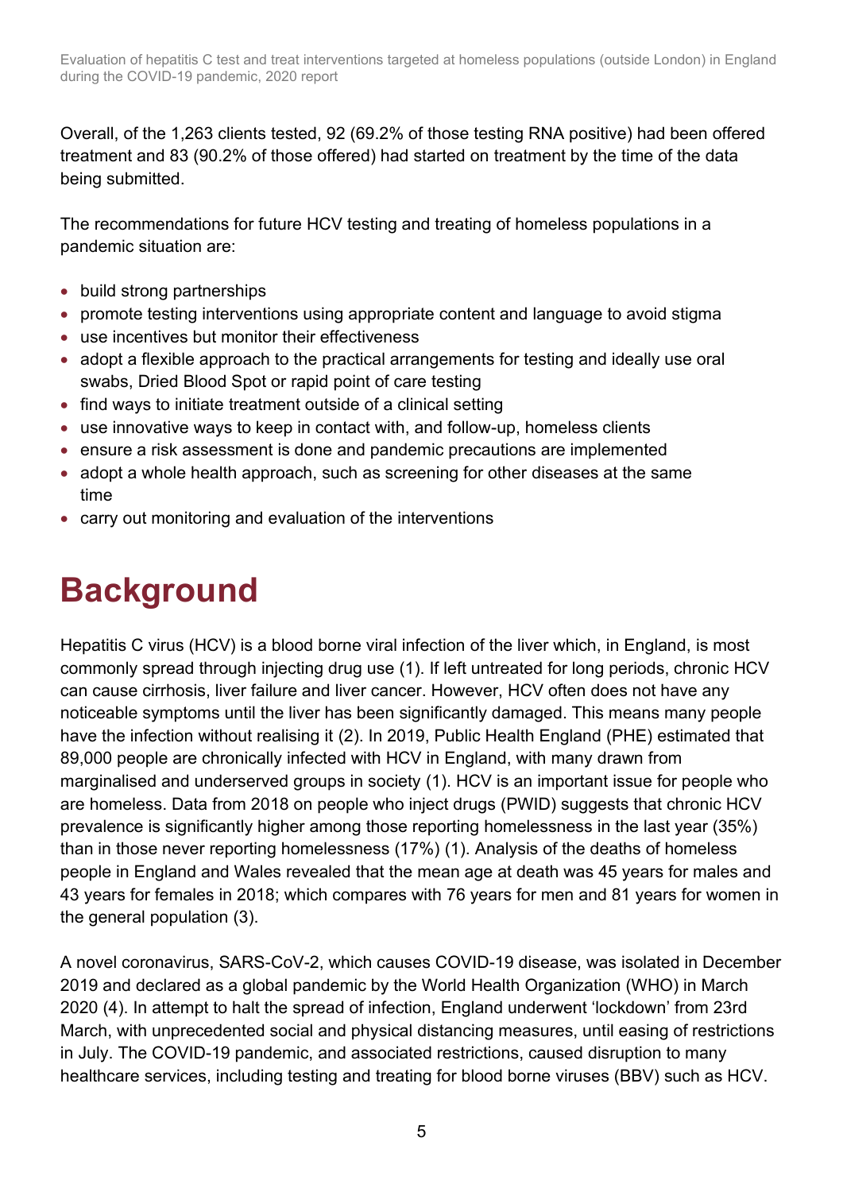Overall, of the 1,263 clients tested, 92 (69.2% of those testing RNA positive) had been offered treatment and 83 (90.2% of those offered) had started on treatment by the time of the data being submitted.

The recommendations for future HCV testing and treating of homeless populations in a pandemic situation are:

- build strong partnerships
- promote testing interventions using appropriate content and language to avoid stigma
- use incentives but monitor their effectiveness
- adopt a flexible approach to the practical arrangements for testing and ideally use oral swabs, Dried Blood Spot or rapid point of care testing
- find ways to initiate treatment outside of a clinical setting
- use innovative ways to keep in contact with, and follow-up, homeless clients
- ensure a risk assessment is done and pandemic precautions are implemented
- adopt a whole health approach, such as screening for other diseases at the same time
- carry out monitoring and evaluation of the interventions

# Background

Hepatitis C virus (HCV) is a blood borne viral infection of the liver which, in England, is most commonly spread through injecting drug use (1). If left untreated for long periods, chronic HCV can cause cirrhosis, liver failure and liver cancer. However, HCV often does not have any noticeable symptoms until the liver has been significantly damaged. This means many people have the infection without realising it (2). In 2019, Public Health England (PHE) estimated that 89,000 people are chronically infected with HCV in England, with many drawn from marginalised and underserved groups in society (1). HCV is an important issue for people who are homeless. Data from 2018 on people who inject drugs (PWID) suggests that chronic HCV prevalence is significantly higher among those reporting homelessness in the last year (35%) than in those never reporting homelessness (17%) (1). Analysis of the deaths of homeless people in England and Wales revealed that the mean age at death was 45 years for males and 43 years for females in 2018; which compares with 76 years for men and 81 years for women in the general population (3).

A novel coronavirus, SARS-CoV-2, which causes COVID-19 disease, was isolated in December 2019 and declared as a global pandemic by the World Health Organization (WHO) in March 2020 (4). In attempt to halt the spread of infection, England underwent 'lockdown' from 23rd March, with unprecedented social and physical distancing measures, until easing of restrictions in July. The COVID-19 pandemic, and associated restrictions, caused disruption to many healthcare services, including testing and treating for blood borne viruses (BBV) such as HCV.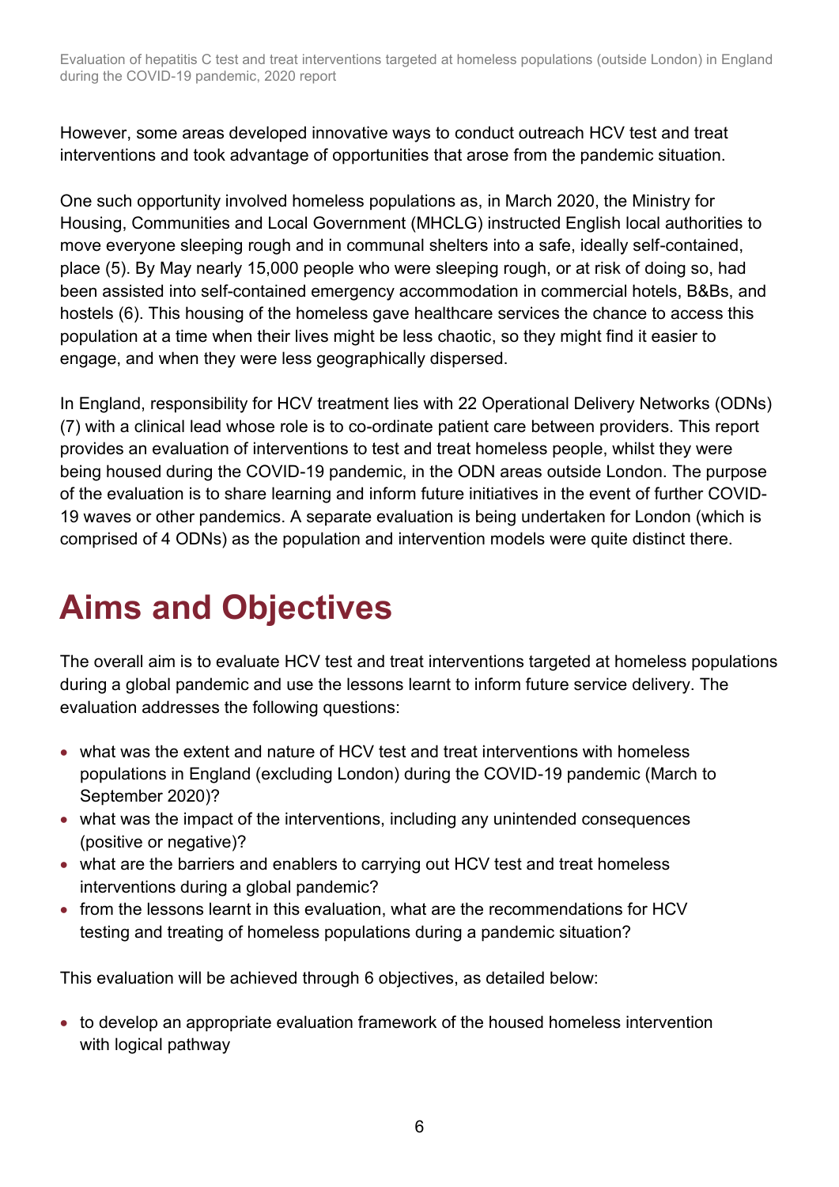However, some areas developed innovative ways to conduct outreach HCV test and treat interventions and took advantage of opportunities that arose from the pandemic situation.

One such opportunity involved homeless populations as, in March 2020, the Ministry for Housing, Communities and Local Government (MHCLG) instructed English local authorities to move everyone sleeping rough and in communal shelters into a safe, ideally self-contained, place (5). By May nearly 15,000 people who were sleeping rough, or at risk of doing so, had been assisted into self-contained emergency accommodation in commercial hotels, B&Bs, and hostels (6). This housing of the homeless gave healthcare services the chance to access this population at a time when their lives might be less chaotic, so they might find it easier to engage, and when they were less geographically dispersed.

In England, responsibility for HCV treatment lies with 22 Operational Delivery Networks (ODNs) (7) with a clinical lead whose role is to co-ordinate patient care between providers. This report provides an evaluation of interventions to test and treat homeless people, whilst they were being housed during the COVID-19 pandemic, in the ODN areas outside London. The purpose of the evaluation is to share learning and inform future initiatives in the event of further COVID-19 waves or other pandemics. A separate evaluation is being undertaken for London (which is comprised of 4 ODNs) as the population and intervention models were quite distinct there.

# Aims and Objectives

The overall aim is to evaluate HCV test and treat interventions targeted at homeless populations during a global pandemic and use the lessons learnt to inform future service delivery. The evaluation addresses the following questions:

- what was the extent and nature of HCV test and treat interventions with homeless populations in England (excluding London) during the COVID-19 pandemic (March to September 2020)?
- what was the impact of the interventions, including any unintended consequences (positive or negative)?
- what are the barriers and enablers to carrying out HCV test and treat homeless interventions during a global pandemic?
- from the lessons learnt in this evaluation, what are the recommendations for HCV testing and treating of homeless populations during a pandemic situation?

This evaluation will be achieved through 6 objectives, as detailed below:

- to develop an appropriate evaluation framework of the housed homeless intervention with logical pathway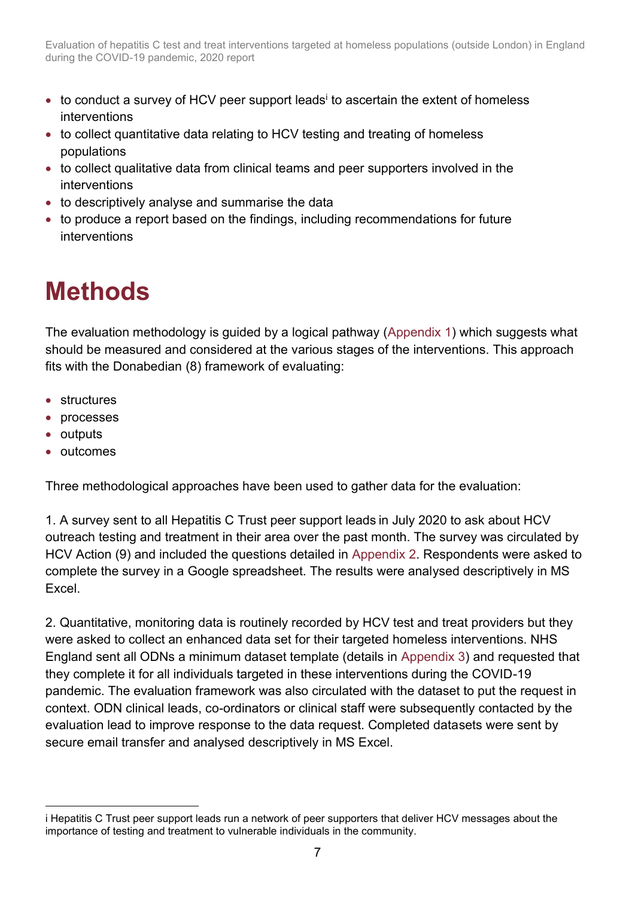- to conduct a survey of HCV peer support leads[i] to ascertain the extent of homeless interventions
- to collect quantitative data relating to HCV testing and treating of homeless populations
- to collect qualitative data from clinical teams and peer supporters involved in the interventions
- to descriptively analyse and summarise the data
- to produce a report based on the findings, including recommendations for future interventions

# Methods

The evaluation methodology is guided by a logical pathway (Appendix 1) which suggests what should be measured and considered at the various stages of the interventions. This approach fits with the Donabedian (8) framework of evaluating:

- structures
- processes
- outputs
- outcomes

Three methodological approaches have been used to gather data for the evaluation:

1. A survey sent to all Hepatitis C Trust peer support leads in July 2020 to ask about HCV outreach testing and treatment in their area over the past month. The survey was circulated by HCV Action (9) and included the questions detailed in Appendix 2. Respondents were asked to complete the survey in a Google spreadsheet. The results were analysed descriptively in MS Excel.

2. Quantitative, monitoring data is routinely recorded by HCV test and treat providers but they were asked to collect an enhanced data set for their targeted homeless interventions. NHS England sent all ODNs a minimum dataset template (details in Appendix 3) and requested that they complete it for all individuals targeted in these interventions during the COVID-19 pandemic. The evaluation framework was also circulated with the dataset to put the request in context. ODN clinical leads, co-ordinators or clinical staff were subsequently contacted by the evaluation lead to improve response to the data request. Completed datasets were sent by secure email transfer and analysed descriptively in MS Excel.

---

i Hepatitis C Trust peer support leads run a network of peer supporters that deliver HCV messages about the importance of testing and treatment to vulnerable individuals in the community.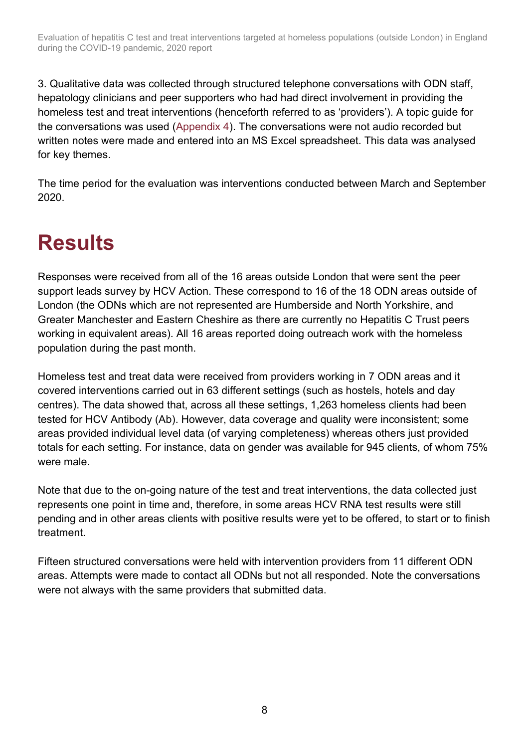3. Qualitative data was collected through structured telephone conversations with ODN staff, hepatology clinicians and peer supporters who had had direct involvement in providing the homeless test and treat interventions (henceforth referred to as 'providers'). A topic guide for the conversations was used (Appendix 4). The conversations were not audio recorded but written notes were made and entered into an MS Excel spreadsheet. This data was analysed for key themes.

The time period for the evaluation was interventions conducted between March and September 2020.

# Results

Responses were received from all of the 16 areas outside London that were sent the peer support leads survey by HCV Action. These correspond to 16 of the 18 ODN areas outside of London (the ODNs which are not represented are Humberside and North Yorkshire, and Greater Manchester and Eastern Cheshire as there are currently no Hepatitis C Trust peers working in equivalent areas). All 16 areas reported doing outreach work with the homeless population during the past month.

Homeless test and treat data were received from providers working in 7 ODN areas and it covered interventions carried out in 63 different settings (such as hostels, hotels and day centres). The data showed that, across all these settings, 1,263 homeless clients had been tested for HCV Antibody (Ab). However, data coverage and quality were inconsistent; some areas provided individual level data (of varying completeness) whereas others just provided totals for each setting. For instance, data on gender was available for 945 clients, of whom 75% were male.

Note that due to the on-going nature of the test and treat interventions, the data collected just represents one point in time and, therefore, in some areas HCV RNA test results were still pending and in other areas clients with positive results were yet to be offered, to start or to finish treatment.

Fifteen structured conversations were held with intervention providers from 11 different ODN areas. Attempts were made to contact all ODNs but not all responded. Note the conversations were not always with the same providers that submitted data.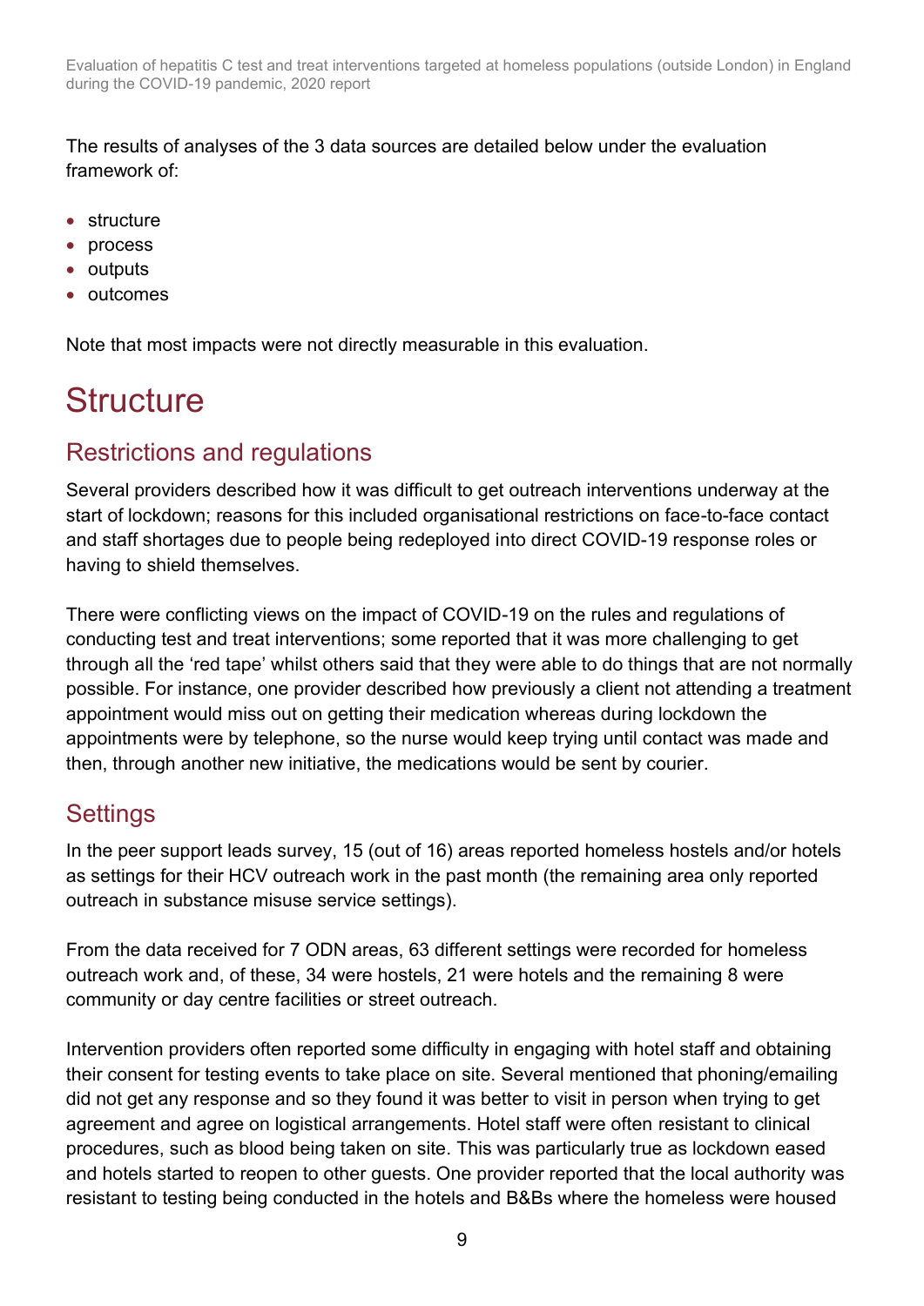The results of analyses of the 3 data sources are detailed below under the evaluation framework of:

- structure
- process
- outputs
- outcomes

Note that most impacts were not directly measurable in this evaluation.

# Structure

## Restrictions and regulations

Several providers described how it was difficult to get outreach interventions underway at the start of lockdown; reasons for this included organisational restrictions on face-to-face contact and staff shortages due to people being redeployed into direct COVID-19 response roles or having to shield themselves.

There were conflicting views on the impact of COVID-19 on the rules and regulations of conducting test and treat interventions; some reported that it was more challenging to get through all the 'red tape' whilst others said that they were able to do things that are not normally possible. For instance, one provider described how previously a client not attending a treatment appointment would miss out on getting their medication whereas during lockdown the appointments were by telephone, so the nurse would keep trying until contact was made and then, through another new initiative, the medications would be sent by courier.

## Settings

In the peer support leads survey, 15 (out of 16) areas reported homeless hostels and/or hotels as settings for their HCV outreach work in the past month (the remaining area only reported outreach in substance misuse service settings).

From the data received for 7 ODN areas, 63 different settings were recorded for homeless outreach work and, of these, 34 were hostels, 21 were hotels and the remaining 8 were community or day centre facilities or street outreach.

Intervention providers often reported some difficulty in engaging with hotel staff and obtaining their consent for testing events to take place on site. Several mentioned that phoning/emailing did not get any response and so they found it was better to visit in person when trying to get agreement and agree on logistical arrangements. Hotel staff were often resistant to clinical procedures, such as blood being taken on site. This was particularly true as lockdown eased and hotels started to reopen to other guests. One provider reported that the local authority was resistant to testing being conducted in the hotels and B&Bs where the homeless were housed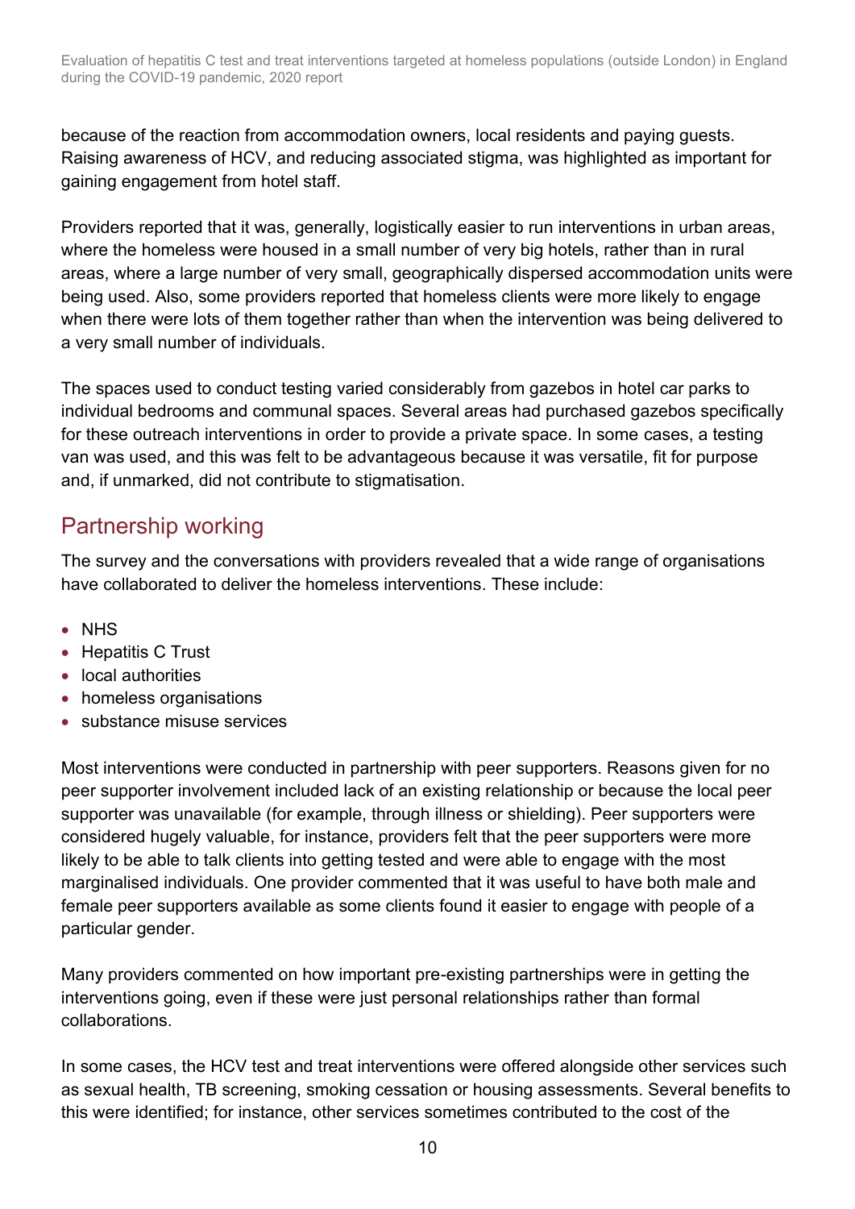because of the reaction from accommodation owners, local residents and paying guests. Raising awareness of HCV, and reducing associated stigma, was highlighted as important for gaining engagement from hotel staff.

Providers reported that it was, generally, logistically easier to run interventions in urban areas, where the homeless were housed in a small number of very big hotels, rather than in rural areas, where a large number of very small, geographically dispersed accommodation units were being used. Also, some providers reported that homeless clients were more likely to engage when there were lots of them together rather than when the intervention was being delivered to a very small number of individuals.

The spaces used to conduct testing varied considerably from gazebos in hotel car parks to individual bedrooms and communal spaces. Several areas had purchased gazebos specifically for these outreach interventions in order to provide a private space. In some cases, a testing van was used, and this was felt to be advantageous because it was versatile, fit for purpose and, if unmarked, did not contribute to stigmatisation.

## Partnership working

The survey and the conversations with providers revealed that a wide range of organisations have collaborated to deliver the homeless interventions. These include:

- NHS
- Hepatitis C Trust
- local authorities
- homeless organisations
- substance misuse services

Most interventions were conducted in partnership with peer supporters. Reasons given for no peer supporter involvement included lack of an existing relationship or because the local peer supporter was unavailable (for example, through illness or shielding). Peer supporters were considered hugely valuable, for instance, providers felt that the peer supporters were more likely to be able to talk clients into getting tested and were able to engage with the most marginalised individuals. One provider commented that it was useful to have both male and female peer supporters available as some clients found it easier to engage with people of a particular gender.

Many providers commented on how important pre-existing partnerships were in getting the interventions going, even if these were just personal relationships rather than formal collaborations.

In some cases, the HCV test and treat interventions were offered alongside other services such as sexual health, TB screening, smoking cessation or housing assessments. Several benefits to this were identified; for instance, other services sometimes contributed to the cost of the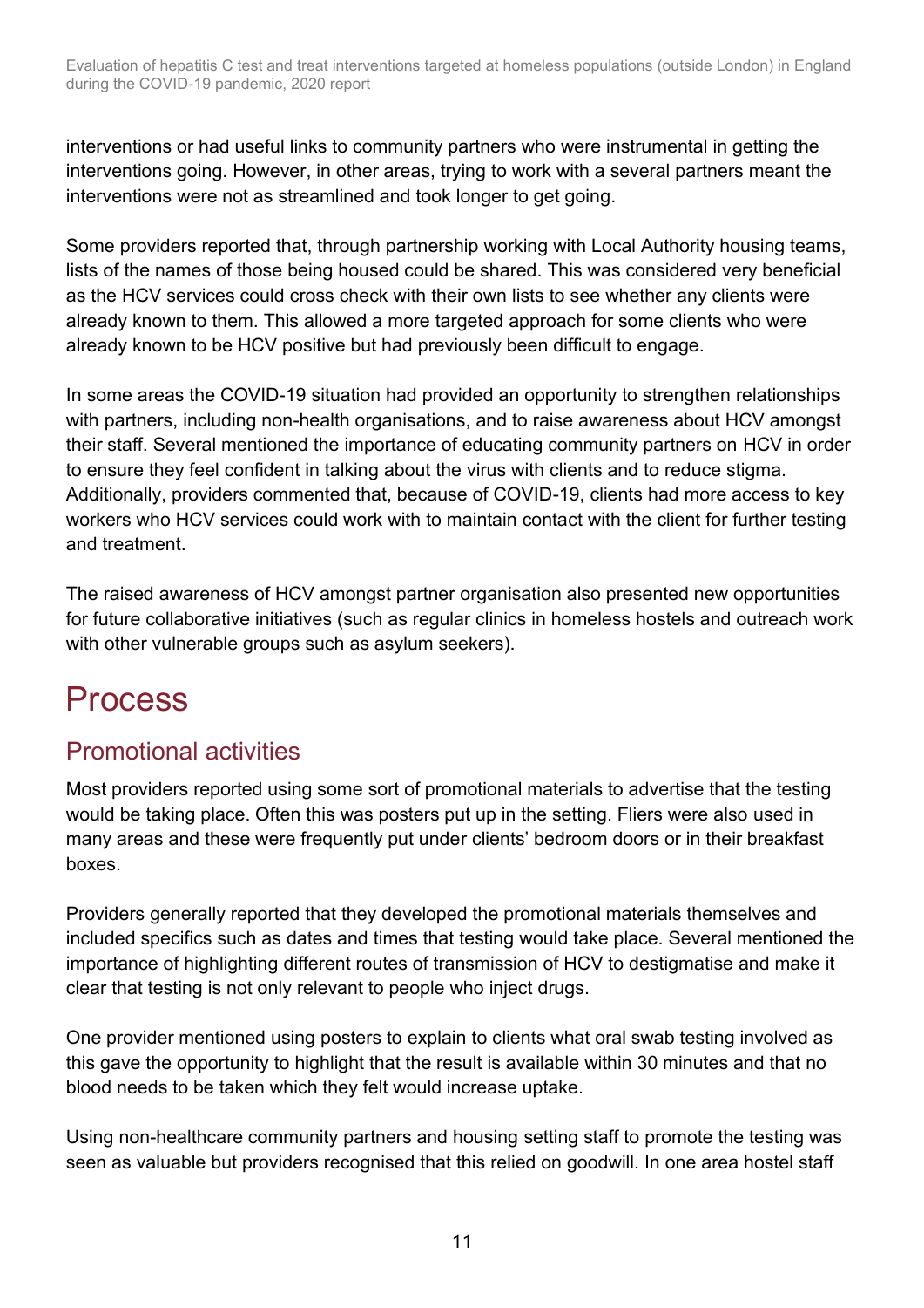interventions or had useful links to community partners who were instrumental in getting the interventions going. However, in other areas, trying to work with a several partners meant the interventions were not as streamlined and took longer to get going.

Some providers reported that, through partnership working with Local Authority housing teams, lists of the names of those being housed could be shared. This was considered very beneficial as the HCV services could cross check with their own lists to see whether any clients were already known to them. This allowed a more targeted approach for some clients who were already known to be HCV positive but had previously been difficult to engage.

In some areas the COVID-19 situation had provided an opportunity to strengthen relationships with partners, including non-health organisations, and to raise awareness about HCV amongst their staff. Several mentioned the importance of educating community partners on HCV in order to ensure they feel confident in talking about the virus with clients and to reduce stigma. Additionally, providers commented that, because of COVID-19, clients had more access to key workers who HCV services could work with to maintain contact with the client for further testing and treatment.

The raised awareness of HCV amongst partner organisation also presented new opportunities for future collaborative initiatives (such as regular clinics in homeless hostels and outreach work with other vulnerable groups such as asylum seekers).

# Process

## Promotional activities

Most providers reported using some sort of promotional materials to advertise that the testing would be taking place. Often this was posters put up in the setting. Fliers were also used in many areas and these were frequently put under clients' bedroom doors or in their breakfast boxes.

Providers generally reported that they developed the promotional materials themselves and included specifics such as dates and times that testing would take place. Several mentioned the importance of highlighting different routes of transmission of HCV to destigmatise and make it clear that testing is not only relevant to people who inject drugs.

One provider mentioned using posters to explain to clients what oral swab testing involved as this gave the opportunity to highlight that the result is available within 30 minutes and that no blood needs to be taken which they felt would increase uptake.

Using non-healthcare community partners and housing setting staff to promote the testing was seen as valuable but providers recognised that this relied on goodwill. In one area hostel staff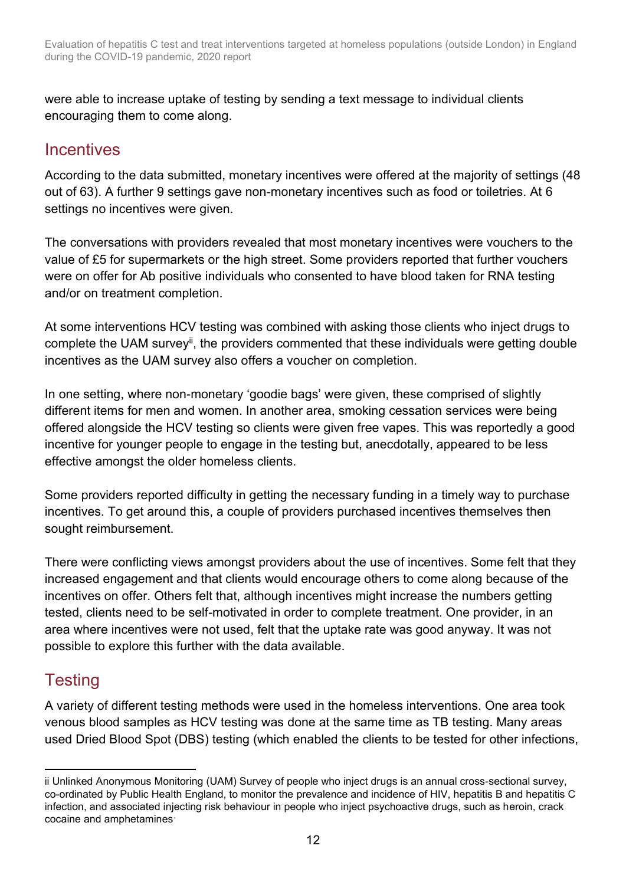were able to increase uptake of testing by sending a text message to individual clients encouraging them to come along.

## Incentives

According to the data submitted, monetary incentives were offered at the majority of settings (48 out of 63). A further 9 settings gave non-monetary incentives such as food or toiletries. At 6 settings no incentives were given.

The conversations with providers revealed that most monetary incentives were vouchers to the value of £5 for supermarkets or the high street. Some providers reported that further vouchers were on offer for Ab positive individuals who consented to have blood taken for RNA testing and/or on treatment completion.

At some interventions HCV testing was combined with asking those clients who inject drugs to complete the UAM survey[ii], the providers commented that these individuals were getting double incentives as the UAM survey also offers a voucher on completion.

In one setting, where non-monetary 'goodie bags' were given, these comprised of slightly different items for men and women. In another area, smoking cessation services were being offered alongside the HCV testing so clients were given free vapes. This was reportedly a good incentive for younger people to engage in the testing but, anecdotally, appeared to be less effective amongst the older homeless clients.

Some providers reported difficulty in getting the necessary funding in a timely way to purchase incentives. To get around this, a couple of providers purchased incentives themselves then sought reimbursement.

There were conflicting views amongst providers about the use of incentives. Some felt that they increased engagement and that clients would encourage others to come along because of the incentives on offer. Others felt that, although incentives might increase the numbers getting tested, clients need to be self-motivated in order to complete treatment. One provider, in an area where incentives were not used, felt that the uptake rate was good anyway. It was not possible to explore this further with the data available.

## Testing

A variety of different testing methods were used in the homeless interventions. One area took venous blood samples as HCV testing was done at the same time as TB testing. Many areas used Dried Blood Spot (DBS) testing (which enabled the clients to be tested for other infections,

---

ii Unlinked Anonymous Monitoring (UAM) Survey of people who inject drugs is an annual cross-sectional survey, co-ordinated by Public Health England, to monitor the prevalence and incidence of HIV, hepatitis B and hepatitis C infection, and associated injecting risk behaviour in people who inject psychoactive drugs, such as heroin, crack cocaine and amphetamines.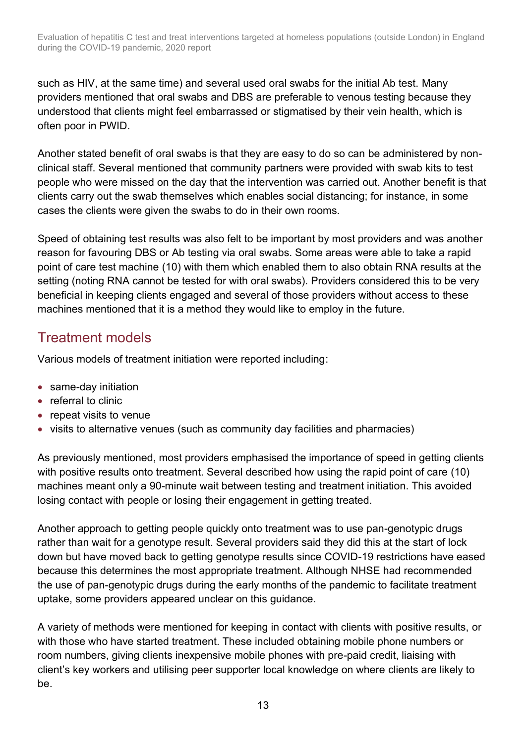such as HIV, at the same time) and several used oral swabs for the initial Ab test. Many providers mentioned that oral swabs and DBS are preferable to venous testing because they understood that clients might feel embarrassed or stigmatised by their vein health, which is often poor in PWID.

Another stated benefit of oral swabs is that they are easy to do so can be administered by non-clinical staff. Several mentioned that community partners were provided with swab kits to test people who were missed on the day that the intervention was carried out. Another benefit is that clients carry out the swab themselves which enables social distancing; for instance, in some cases the clients were given the swabs to do in their own rooms.

Speed of obtaining test results was also felt to be important by most providers and was another reason for favouring DBS or Ab testing via oral swabs. Some areas were able to take a rapid point of care test machine (10) with them which enabled them to also obtain RNA results at the setting (noting RNA cannot be tested for with oral swabs). Providers considered this to be very beneficial in keeping clients engaged and several of those providers without access to these machines mentioned that it is a method they would like to employ in the future.

## Treatment models

Various models of treatment initiation were reported including:

- same-day initiation
- referral to clinic
- repeat visits to venue
- visits to alternative venues (such as community day facilities and pharmacies)

As previously mentioned, most providers emphasised the importance of speed in getting clients with positive results onto treatment. Several described how using the rapid point of care (10) machines meant only a 90-minute wait between testing and treatment initiation. This avoided losing contact with people or losing their engagement in getting treated.

Another approach to getting people quickly onto treatment was to use pan-genotypic drugs rather than wait for a genotype result. Several providers said they did this at the start of lock down but have moved back to getting genotype results since COVID-19 restrictions have eased because this determines the most appropriate treatment. Although NHSE had recommended the use of pan-genotypic drugs during the early months of the pandemic to facilitate treatment uptake, some providers appeared unclear on this guidance.

A variety of methods were mentioned for keeping in contact with clients with positive results, or with those who have started treatment. These included obtaining mobile phone numbers or room numbers, giving clients inexpensive mobile phones with pre-paid credit, liaising with client's key workers and utilising peer supporter local knowledge on where clients are likely to be.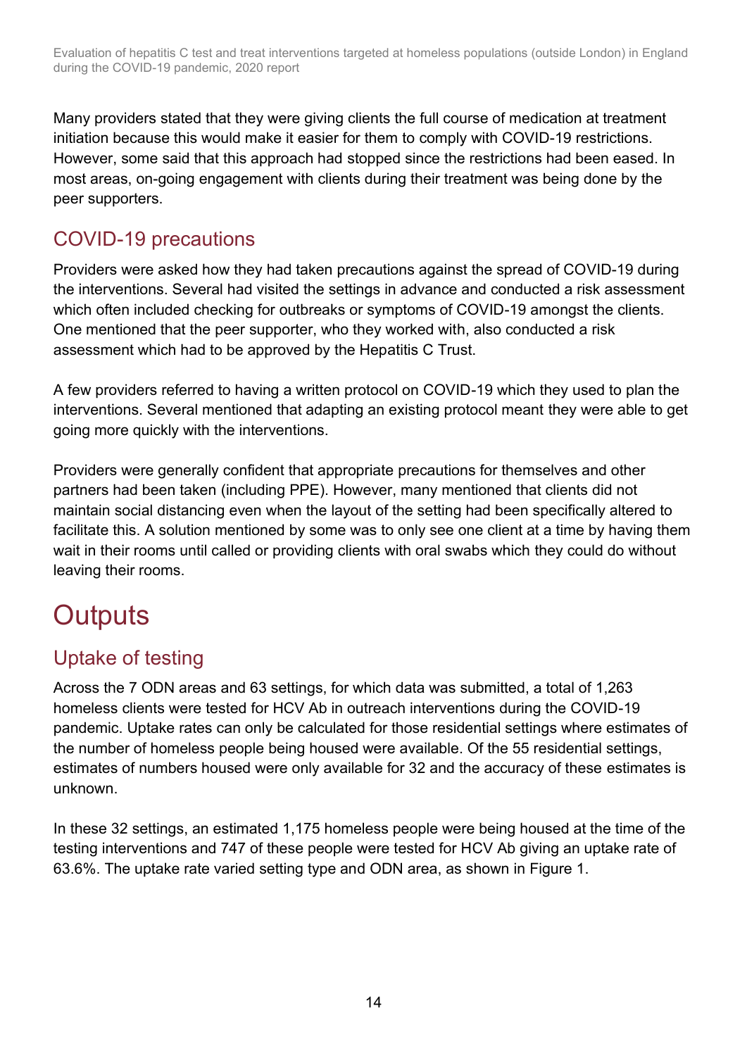Many providers stated that they were giving clients the full course of medication at treatment initiation because this would make it easier for them to comply with COVID-19 restrictions. However, some said that this approach had stopped since the restrictions had been eased. In most areas, on-going engagement with clients during their treatment was being done by the peer supporters.

## COVID-19 precautions

Providers were asked how they had taken precautions against the spread of COVID-19 during the interventions. Several had visited the settings in advance and conducted a risk assessment which often included checking for outbreaks or symptoms of COVID-19 amongst the clients. One mentioned that the peer supporter, who they worked with, also conducted a risk assessment which had to be approved by the Hepatitis C Trust.

A few providers referred to having a written protocol on COVID-19 which they used to plan the interventions. Several mentioned that adapting an existing protocol meant they were able to get going more quickly with the interventions.

Providers were generally confident that appropriate precautions for themselves and other partners had been taken (including PPE). However, many mentioned that clients did not maintain social distancing even when the layout of the setting had been specifically altered to facilitate this. A solution mentioned by some was to only see one client at a time by having them wait in their rooms until called or providing clients with oral swabs which they could do without leaving their rooms.

# Outputs

## Uptake of testing

Across the 7 ODN areas and 63 settings, for which data was submitted, a total of 1,263 homeless clients were tested for HCV Ab in outreach interventions during the COVID-19 pandemic. Uptake rates can only be calculated for those residential settings where estimates of the number of homeless people being housed were available. Of the 55 residential settings, estimates of numbers housed were only available for 32 and the accuracy of these estimates is unknown.

In these 32 settings, an estimated 1,175 homeless people were being housed at the time of the testing interventions and 747 of these people were tested for HCV Ab giving an uptake rate of 63.6%. The uptake rate varied setting type and ODN area, as shown in Figure 1.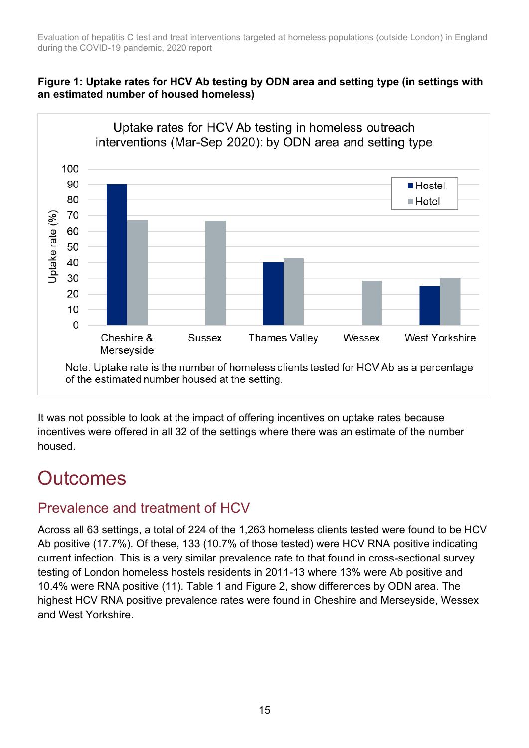**Figure 1: Uptake rates for HCV Ab testing by ODN area and setting type (in settings with an estimated number of housed homeless)**

Uptake rates for HCV Ab testing in homeless outreach interventions (Mar-Sep 2020): by ODN area and setting type

Note: Uptake rate is the number of homeless clients tested for HCV Ab as a percentage of the estimated number housed at the setting.

It was not possible to look at the impact of offering incentives on uptake rates because incentives were offered in all 32 of the settings where there was an estimate of the number housed.

# Outcomes

## Prevalence and treatment of HCV

Across all 63 settings, a total of 224 of the 1,263 homeless clients tested were found to be HCV Ab positive (17.7%). Of these, 133 (10.7% of those tested) were HCV RNA positive indicating current infection. This is a very similar prevalence rate to that found in cross-sectional survey testing of London homeless hostels residents in 2011-13 where 13% were Ab positive and 10.4% were RNA positive (11). Table 1 and Figure 2, show differences by ODN area. The highest HCV RNA positive prevalence rates were found in Cheshire and Merseyside, Wessex and West Yorkshire.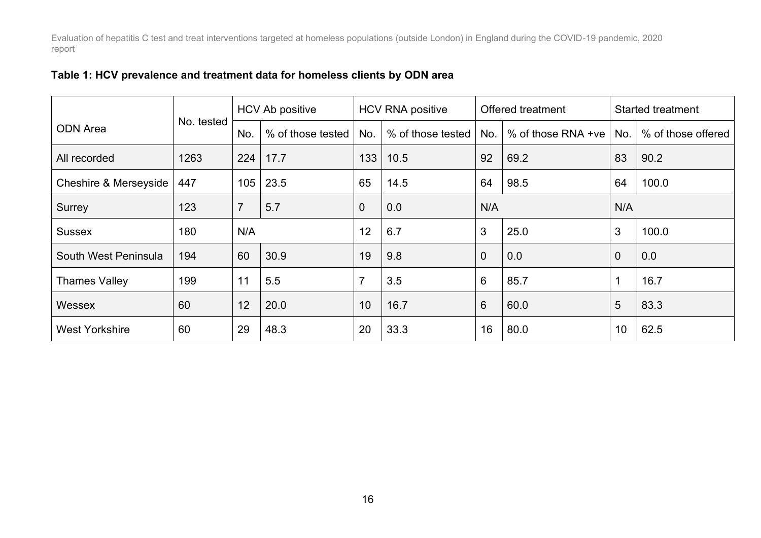**Table 1: HCV prevalence and treatment data for homeless clients by ODN area**

| ODN Area | No. tested | HCV Ab positive | | HCV RNA positive | | Offered treatment | | Started treatment | |
|---|---|---|---|---|---|---|---|---|---|
| | | No. | % of those tested | No. | % of those tested | No. | % of those RNA +ve | No. | % of those offered |
| All recorded | 1263 | 224 | 17.7 | 133 | 10.5 | 92 | 69.2 | 83 | 90.2 |
| Cheshire & Merseyside | 447 | 105 | 23.5 | 65 | 14.5 | 64 | 98.5 | 64 | 100.0 |
| Surrey | 123 | 7 | 5.7 | 0 | 0.0 | N/A | | N/A | |
| Sussex | 180 | N/A | | 12 | 6.7 | 3 | 25.0 | 3 | 100.0 |
| South West Peninsula | 194 | 60 | 30.9 | 19 | 9.8 | 0 | 0.0 | 0 | 0.0 |
| Thames Valley | 199 | 11 | 5.5 | 7 | 3.5 | 6 | 85.7 | 1 | 16.7 |
| Wessex | 60 | 12 | 20.0 | 10 | 16.7 | 6 | 60.0 | 5 | 83.3 |
| West Yorkshire | 60 | 29 | 48.3 | 20 | 33.3 | 16 | 80.0 | 10 | 62.5 |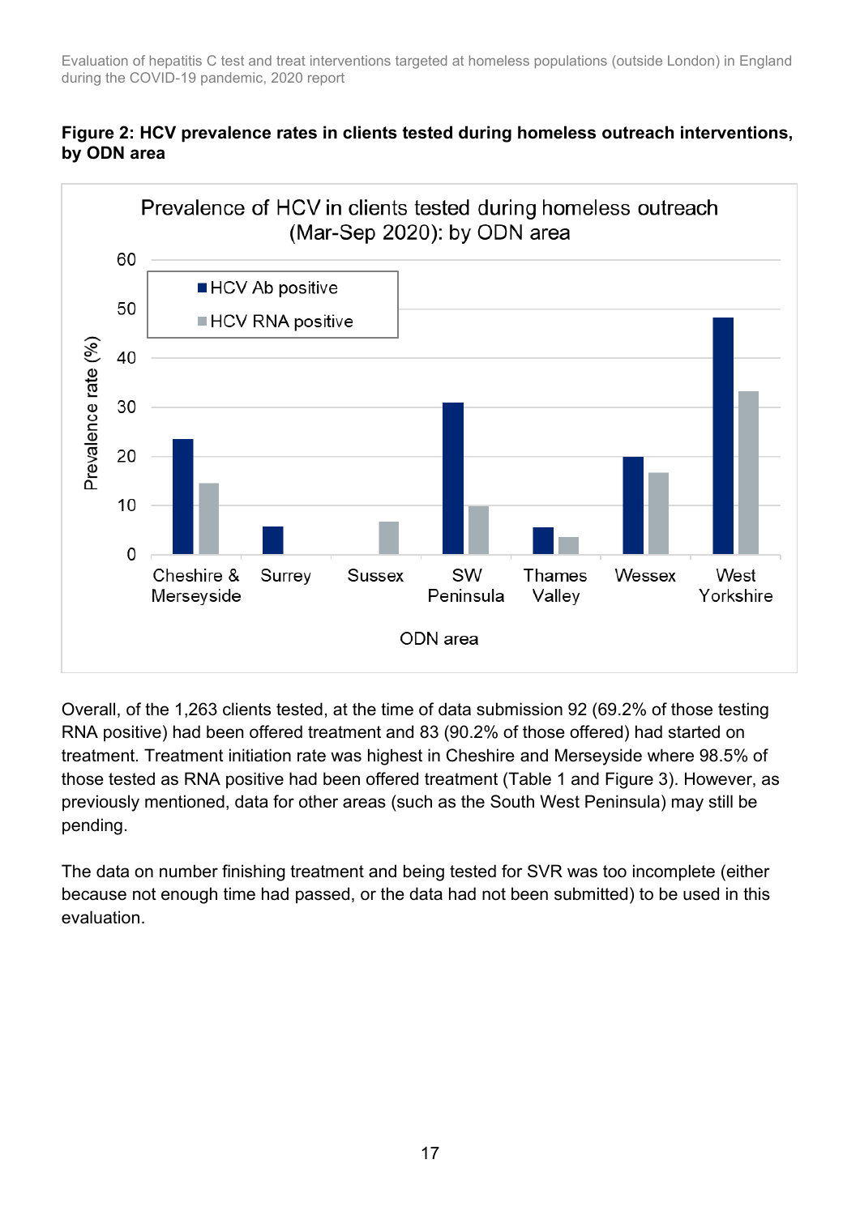**Figure 2: HCV prevalence rates in clients tested during homeless outreach interventions, by ODN area**

Overall, of the 1,263 clients tested, at the time of data submission 92 (69.2% of those testing RNA positive) had been offered treatment and 83 (90.2% of those offered) had started on treatment. Treatment initiation rate was highest in Cheshire and Merseyside where 98.5% of those tested as RNA positive had been offered treatment (Table 1 and Figure 3). However, as previously mentioned, data for other areas (such as the South West Peninsula) may still be pending.

The data on number finishing treatment and being tested for SVR was too incomplete (either because not enough time had passed, or the data had not been submitted) to be used in this evaluation.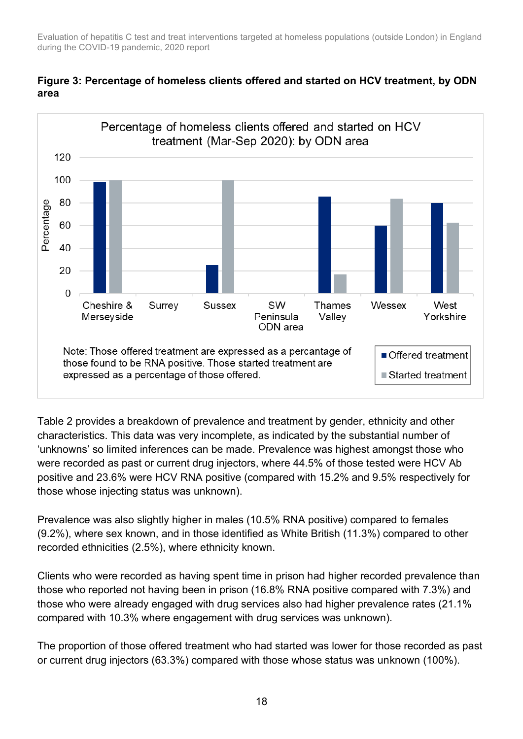**Figure 3: Percentage of homeless clients offered and started on HCV treatment, by ODN area**

Table 2 provides a breakdown of prevalence and treatment by gender, ethnicity and other characteristics. This data was very incomplete, as indicated by the substantial number of 'unknowns' so limited inferences can be made. Prevalence was highest amongst those who were recorded as past or current drug injectors, where 44.5% of those tested were HCV Ab positive and 23.6% were HCV RNA positive (compared with 15.2% and 9.5% respectively for those whose injecting status was unknown).

Prevalence was also slightly higher in males (10.5% RNA positive) compared to females (9.2%), where sex known, and in those identified as White British (11.3%) compared to other recorded ethnicities (2.5%), where ethnicity known.

Clients who were recorded as having spent time in prison had higher recorded prevalence than those who reported not having been in prison (16.8% RNA positive compared with 7.3%) and those who were already engaged with drug services also had higher prevalence rates (21.1% compared with 10.3% where engagement with drug services was unknown).

The proportion of those offered treatment who had started was lower for those recorded as past or current drug injectors (63.3%) compared with those whose status was unknown (100%).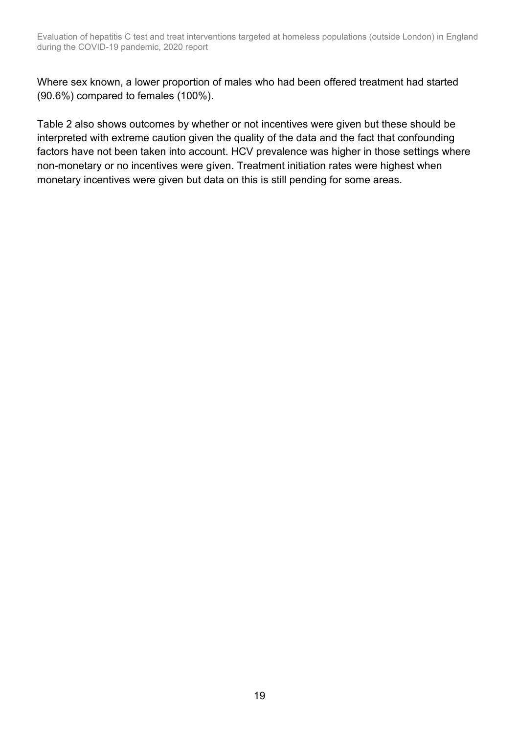Where sex known, a lower proportion of males who had been offered treatment had started (90.6%) compared to females (100%).

Table 2 also shows outcomes by whether or not incentives were given but these should be interpreted with extreme caution given the quality of the data and the fact that confounding factors have not been taken into account. HCV prevalence was higher in those settings where non-monetary or no incentives were given. Treatment initiation rates were highest when monetary incentives were given but data on this is still pending for some areas.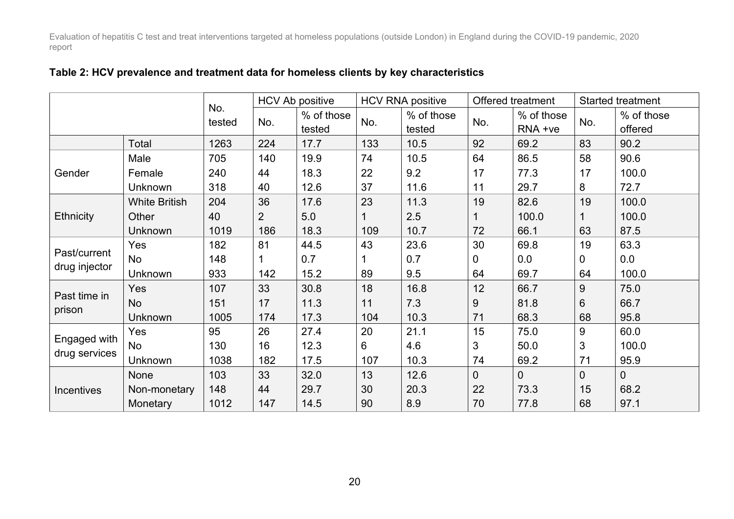**Table 2: HCV prevalence and treatment data for homeless clients by key characteristics**

| | | No. tested | HCV Ab positive | | HCV RNA positive | | Offered treatment | | Started treatment | |
|---|---|---|---|---|---|---|---|---|---|---|
| | | | No. | % of those tested | No. | % of those tested | No. | % of those RNA +ve | No. | % of those offered |
| | Total | 1263 | 224 | 17.7 | 133 | 10.5 | 92 | 69.2 | 83 | 90.2 |
| Gender | Male | 705 | 140 | 19.9 | 74 | 10.5 | 64 | 86.5 | 58 | 90.6 |
| | Female | 240 | 44 | 18.3 | 22 | 9.2 | 17 | 77.3 | 17 | 100.0 |
| | Unknown | 318 | 40 | 12.6 | 37 | 11.6 | 11 | 29.7 | 8 | 72.7 |
| Ethnicity | White British | 204 | 36 | 17.6 | 23 | 11.3 | 19 | 82.6 | 19 | 100.0 |
| | Other | 40 | 2 | 5.0 | 1 | 2.5 | 1 | 100.0 | 1 | 100.0 |
| | Unknown | 1019 | 186 | 18.3 | 109 | 10.7 | 72 | 66.1 | 63 | 87.5 |
| Past/current drug injector | Yes | 182 | 81 | 44.5 | 43 | 23.6 | 30 | 69.8 | 19 | 63.3 |
| | No | 148 | 1 | 0.7 | 1 | 0.7 | 0 | 0.0 | 0 | 0.0 |
| | Unknown | 933 | 142 | 15.2 | 89 | 9.5 | 64 | 69.7 | 64 | 100.0 |
| Past time in prison | Yes | 107 | 33 | 30.8 | 18 | 16.8 | 12 | 66.7 | 9 | 75.0 |
| | No | 151 | 17 | 11.3 | 11 | 7.3 | 9 | 81.8 | 6 | 66.7 |
| | Unknown | 1005 | 174 | 17.3 | 104 | 10.3 | 71 | 68.3 | 68 | 95.8 |
| Engaged with drug services | Yes | 95 | 26 | 27.4 | 20 | 21.1 | 15 | 75.0 | 9 | 60.0 |
| | No | 130 | 16 | 12.3 | 6 | 4.6 | 3 | 50.0 | 3 | 100.0 |
| | Unknown | 1038 | 182 | 17.5 | 107 | 10.3 | 74 | 69.2 | 71 | 95.9 |
| Incentives | None | 103 | 33 | 32.0 | 13 | 12.6 | 0 | 0 | 0 | 0 |
| | Non-monetary | 148 | 44 | 29.7 | 30 | 20.3 | 22 | 73.3 | 15 | 68.2 |
| | Monetary | 1012 | 147 | 14.5 | 90 | 8.9 | 70 | 77.8 | 68 | 97.1 |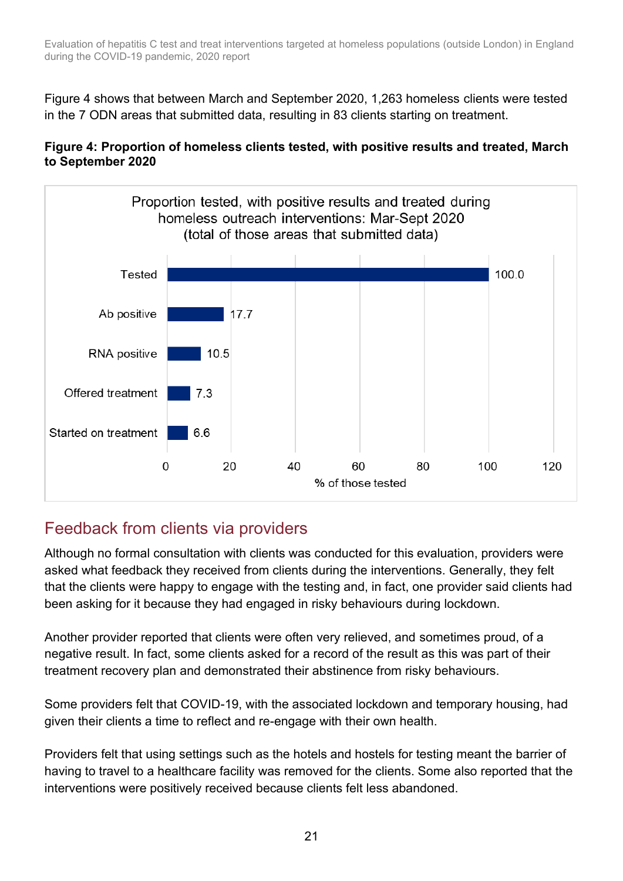Figure 4 shows that between March and September 2020, 1,263 homeless clients were tested in the 7 ODN areas that submitted data, resulting in 83 clients starting on treatment.

**Figure 4: Proportion of homeless clients tested, with positive results and treated, March to September 2020**

Proportion tested, with positive results and treated during homeless outreach interventions: Mar-Sept 2020 (total of those areas that submitted data)

| | % of those tested |
|---|---|
| Tested | 100.0 |
| Ab positive | 17.7 |
| RNA positive | 10.5 |
| Offered treatment | 7.3 |
| Started on treatment | 6.6 |

## Feedback from clients via providers

Although no formal consultation with clients was conducted for this evaluation, providers were asked what feedback they received from clients during the interventions. Generally, they felt that the clients were happy to engage with the testing and, in fact, one provider said clients had been asking for it because they had engaged in risky behaviours during lockdown.

Another provider reported that clients were often very relieved, and sometimes proud, of a negative result. In fact, some clients asked for a record of the result as this was part of their treatment recovery plan and demonstrated their abstinence from risky behaviours.

Some providers felt that COVID-19, with the associated lockdown and temporary housing, had given their clients a time to reflect and re-engage with their own health.

Providers felt that using settings such as the hotels and hostels for testing meant the barrier of having to travel to a healthcare facility was removed for the clients. Some also reported that the interventions were positively received because clients felt less abandoned.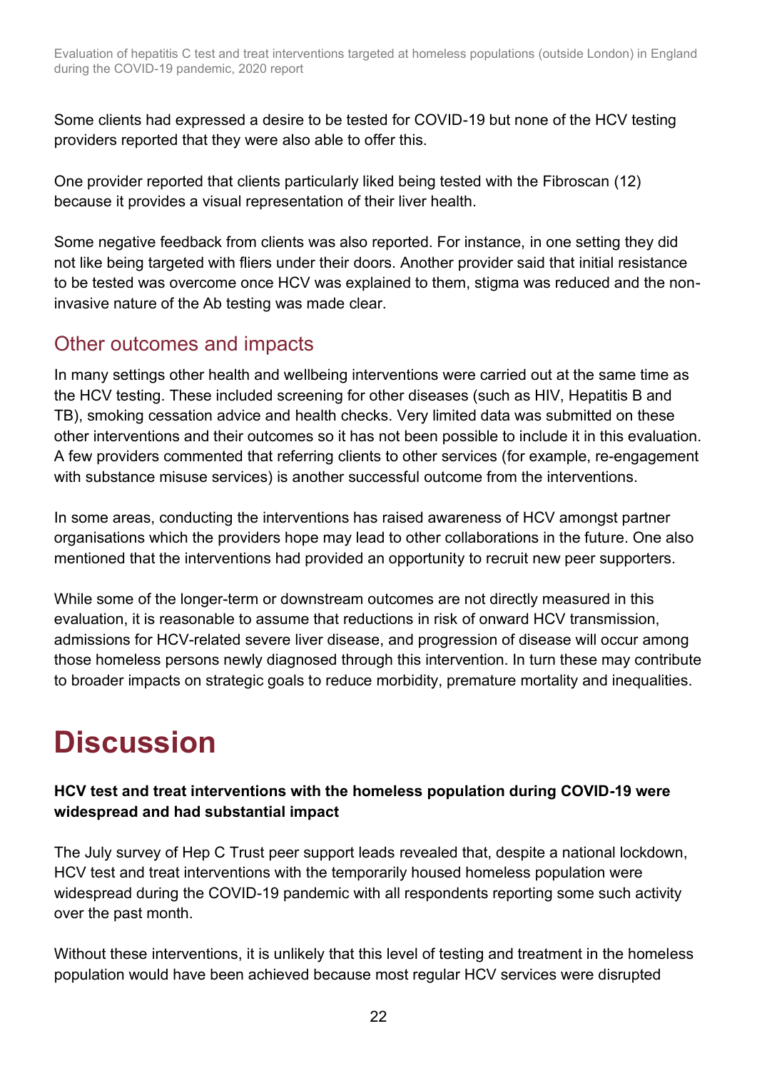Some clients had expressed a desire to be tested for COVID-19 but none of the HCV testing providers reported that they were also able to offer this.

One provider reported that clients particularly liked being tested with the Fibroscan (12) because it provides a visual representation of their liver health.

Some negative feedback from clients was also reported. For instance, in one setting they did not like being targeted with fliers under their doors. Another provider said that initial resistance to be tested was overcome once HCV was explained to them, stigma was reduced and the non-invasive nature of the Ab testing was made clear.

## Other outcomes and impacts

In many settings other health and wellbeing interventions were carried out at the same time as the HCV testing. These included screening for other diseases (such as HIV, Hepatitis B and TB), smoking cessation advice and health checks. Very limited data was submitted on these other interventions and their outcomes so it has not been possible to include it in this evaluation. A few providers commented that referring clients to other services (for example, re-engagement with substance misuse services) is another successful outcome from the interventions.

In some areas, conducting the interventions has raised awareness of HCV amongst partner organisations which the providers hope may lead to other collaborations in the future. One also mentioned that the interventions had provided an opportunity to recruit new peer supporters.

While some of the longer-term or downstream outcomes are not directly measured in this evaluation, it is reasonable to assume that reductions in risk of onward HCV transmission, admissions for HCV-related severe liver disease, and progression of disease will occur among those homeless persons newly diagnosed through this intervention. In turn these may contribute to broader impacts on strategic goals to reduce morbidity, premature mortality and inequalities.

# Discussion

**HCV test and treat interventions with the homeless population during COVID-19 were widespread and had substantial impact**

The July survey of Hep C Trust peer support leads revealed that, despite a national lockdown, HCV test and treat interventions with the temporarily housed homeless population were widespread during the COVID-19 pandemic with all respondents reporting some such activity over the past month.

Without these interventions, it is unlikely that this level of testing and treatment in the homeless population would have been achieved because most regular HCV services were disrupted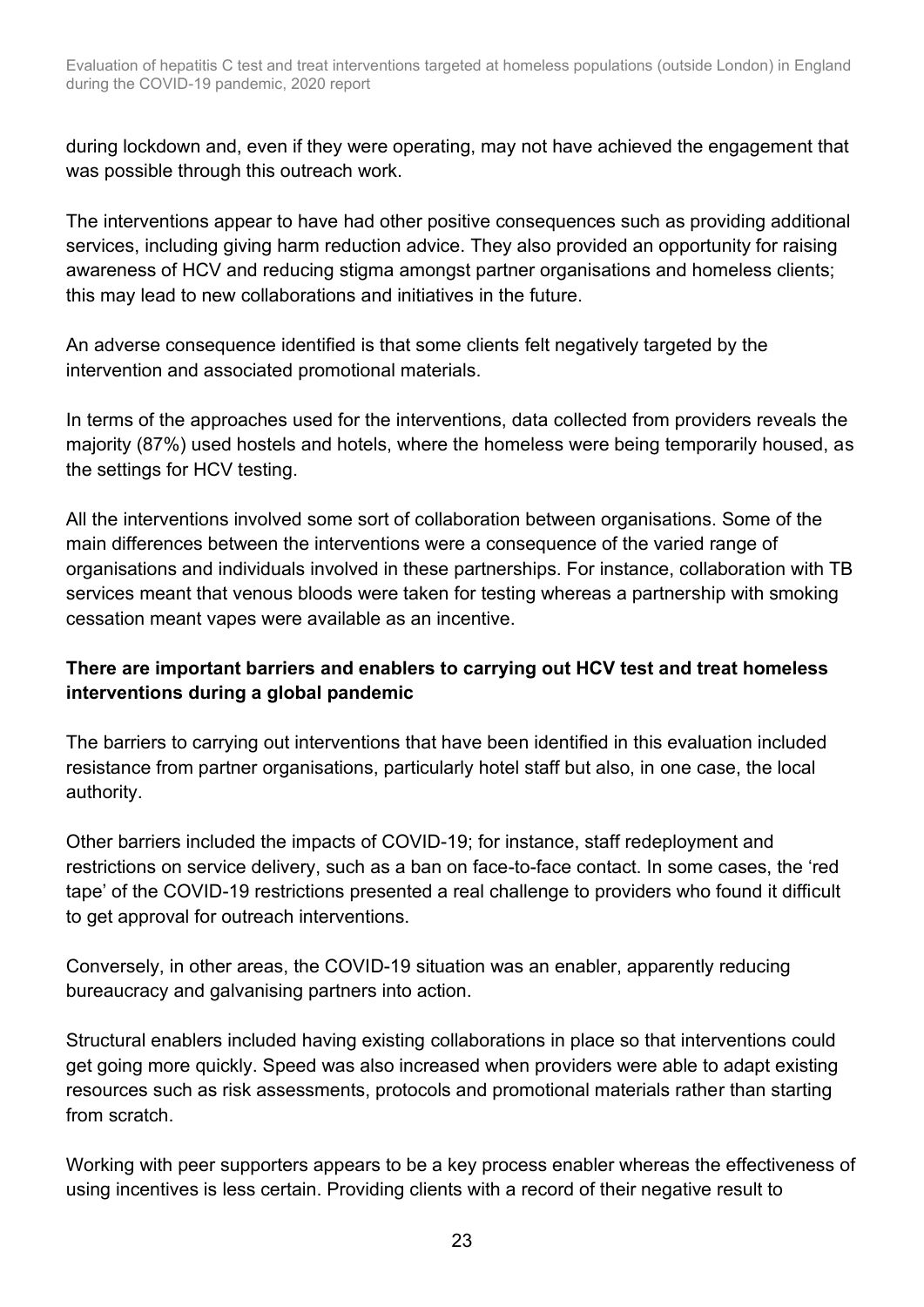during lockdown and, even if they were operating, may not have achieved the engagement that was possible through this outreach work.

The interventions appear to have had other positive consequences such as providing additional services, including giving harm reduction advice. They also provided an opportunity for raising awareness of HCV and reducing stigma amongst partner organisations and homeless clients; this may lead to new collaborations and initiatives in the future.

An adverse consequence identified is that some clients felt negatively targeted by the intervention and associated promotional materials.

In terms of the approaches used for the interventions, data collected from providers reveals the majority (87%) used hostels and hotels, where the homeless were being temporarily housed, as the settings for HCV testing.

All the interventions involved some sort of collaboration between organisations. Some of the main differences between the interventions were a consequence of the varied range of organisations and individuals involved in these partnerships. For instance, collaboration with TB services meant that venous bloods were taken for testing whereas a partnership with smoking cessation meant vapes were available as an incentive.

**There are important barriers and enablers to carrying out HCV test and treat homeless interventions during a global pandemic**

The barriers to carrying out interventions that have been identified in this evaluation included resistance from partner organisations, particularly hotel staff but also, in one case, the local authority.

Other barriers included the impacts of COVID-19; for instance, staff redeployment and restrictions on service delivery, such as a ban on face-to-face contact. In some cases, the 'red tape' of the COVID-19 restrictions presented a real challenge to providers who found it difficult to get approval for outreach interventions.

Conversely, in other areas, the COVID-19 situation was an enabler, apparently reducing bureaucracy and galvanising partners into action.

Structural enablers included having existing collaborations in place so that interventions could get going more quickly. Speed was also increased when providers were able to adapt existing resources such as risk assessments, protocols and promotional materials rather than starting from scratch.

Working with peer supporters appears to be a key process enabler whereas the effectiveness of using incentives is less certain. Providing clients with a record of their negative result to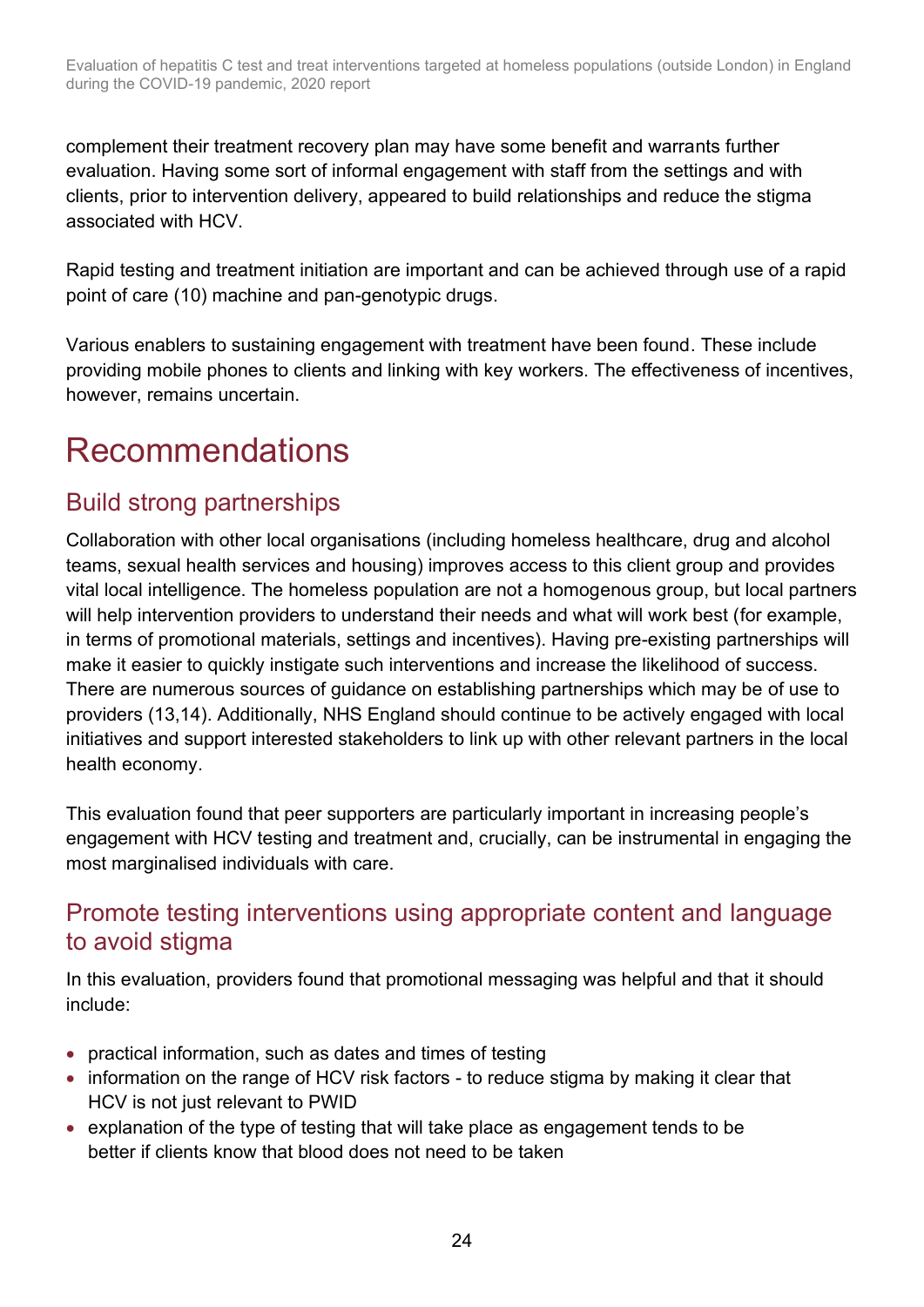complement their treatment recovery plan may have some benefit and warrants further evaluation. Having some sort of informal engagement with staff from the settings and with clients, prior to intervention delivery, appeared to build relationships and reduce the stigma associated with HCV.

Rapid testing and treatment initiation are important and can be achieved through use of a rapid point of care (10) machine and pan-genotypic drugs.

Various enablers to sustaining engagement with treatment have been found. These include providing mobile phones to clients and linking with key workers. The effectiveness of incentives, however, remains uncertain.

# Recommendations

## Build strong partnerships

Collaboration with other local organisations (including homeless healthcare, drug and alcohol teams, sexual health services and housing) improves access to this client group and provides vital local intelligence. The homeless population are not a homogenous group, but local partners will help intervention providers to understand their needs and what will work best (for example, in terms of promotional materials, settings and incentives). Having pre-existing partnerships will make it easier to quickly instigate such interventions and increase the likelihood of success. There are numerous sources of guidance on establishing partnerships which may be of use to providers (13,14). Additionally, NHS England should continue to be actively engaged with local initiatives and support interested stakeholders to link up with other relevant partners in the local health economy.

This evaluation found that peer supporters are particularly important in increasing people's engagement with HCV testing and treatment and, crucially, can be instrumental in engaging the most marginalised individuals with care.

## Promote testing interventions using appropriate content and language to avoid stigma

In this evaluation, providers found that promotional messaging was helpful and that it should include:

- practical information, such as dates and times of testing
- information on the range of HCV risk factors - to reduce stigma by making it clear that HCV is not just relevant to PWID
- explanation of the type of testing that will take place as engagement tends to be better if clients know that blood does not need to be taken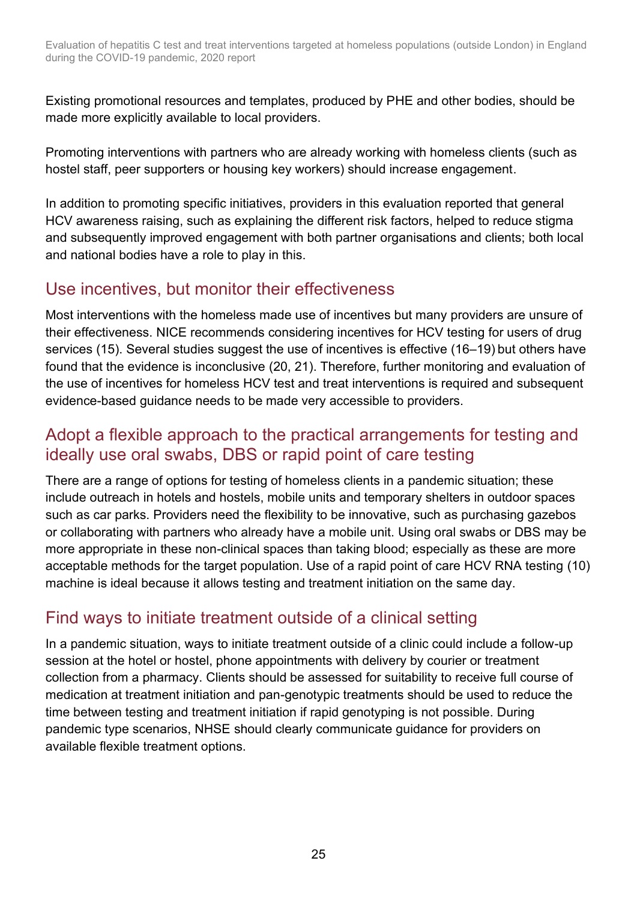Existing promotional resources and templates, produced by PHE and other bodies, should be made more explicitly available to local providers.

Promoting interventions with partners who are already working with homeless clients (such as hostel staff, peer supporters or housing key workers) should increase engagement.

In addition to promoting specific initiatives, providers in this evaluation reported that general HCV awareness raising, such as explaining the different risk factors, helped to reduce stigma and subsequently improved engagement with both partner organisations and clients; both local and national bodies have a role to play in this.

## Use incentives, but monitor their effectiveness

Most interventions with the homeless made use of incentives but many providers are unsure of their effectiveness. NICE recommends considering incentives for HCV testing for users of drug services (15). Several studies suggest the use of incentives is effective (16–19) but others have found that the evidence is inconclusive (20, 21). Therefore, further monitoring and evaluation of the use of incentives for homeless HCV test and treat interventions is required and subsequent evidence-based guidance needs to be made very accessible to providers.

## Adopt a flexible approach to the practical arrangements for testing and ideally use oral swabs, DBS or rapid point of care testing

There are a range of options for testing of homeless clients in a pandemic situation; these include outreach in hotels and hostels, mobile units and temporary shelters in outdoor spaces such as car parks. Providers need the flexibility to be innovative, such as purchasing gazebos or collaborating with partners who already have a mobile unit. Using oral swabs or DBS may be more appropriate in these non-clinical spaces than taking blood; especially as these are more acceptable methods for the target population. Use of a rapid point of care HCV RNA testing (10) machine is ideal because it allows testing and treatment initiation on the same day.

## Find ways to initiate treatment outside of a clinical setting

In a pandemic situation, ways to initiate treatment outside of a clinic could include a follow-up session at the hotel or hostel, phone appointments with delivery by courier or treatment collection from a pharmacy. Clients should be assessed for suitability to receive full course of medication at treatment initiation and pan-genotypic treatments should be used to reduce the time between testing and treatment initiation if rapid genotyping is not possible. During pandemic type scenarios, NHSE should clearly communicate guidance for providers on available flexible treatment options.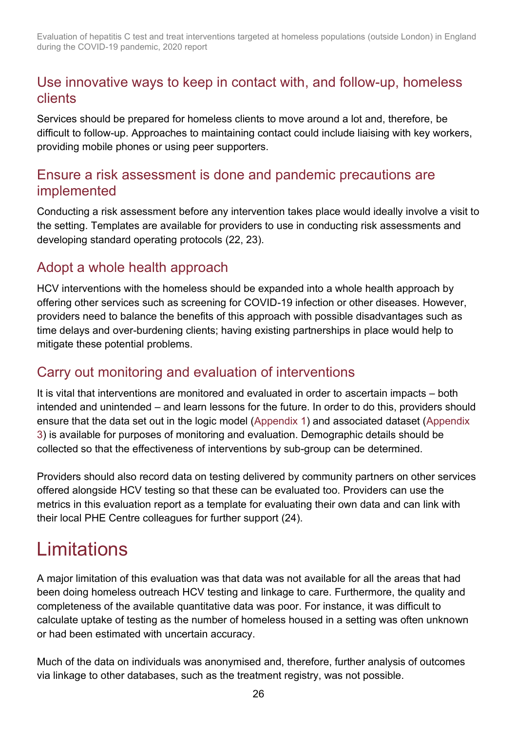## Use innovative ways to keep in contact with, and follow-up, homeless clients

Services should be prepared for homeless clients to move around a lot and, therefore, be difficult to follow-up. Approaches to maintaining contact could include liaising with key workers, providing mobile phones or using peer supporters.

## Ensure a risk assessment is done and pandemic precautions are implemented

Conducting a risk assessment before any intervention takes place would ideally involve a visit to the setting. Templates are available for providers to use in conducting risk assessments and developing standard operating protocols (22, 23).

## Adopt a whole health approach

HCV interventions with the homeless should be expanded into a whole health approach by offering other services such as screening for COVID-19 infection or other diseases. However, providers need to balance the benefits of this approach with possible disadvantages such as time delays and over-burdening clients; having existing partnerships in place would help to mitigate these potential problems.

## Carry out monitoring and evaluation of interventions

It is vital that interventions are monitored and evaluated in order to ascertain impacts – both intended and unintended – and learn lessons for the future. In order to do this, providers should ensure that the data set out in the logic model (Appendix 1) and associated dataset (Appendix 3) is available for purposes of monitoring and evaluation. Demographic details should be collected so that the effectiveness of interventions by sub-group can be determined.

Providers should also record data on testing delivered by community partners on other services offered alongside HCV testing so that these can be evaluated too. Providers can use the metrics in this evaluation report as a template for evaluating their own data and can link with their local PHE Centre colleagues for further support (24).

# Limitations

A major limitation of this evaluation was that data was not available for all the areas that had been doing homeless outreach HCV testing and linkage to care. Furthermore, the quality and completeness of the available quantitative data was poor. For instance, it was difficult to calculate uptake of testing as the number of homeless housed in a setting was often unknown or had been estimated with uncertain accuracy.

Much of the data on individuals was anonymised and, therefore, further analysis of outcomes via linkage to other databases, such as the treatment registry, was not possible.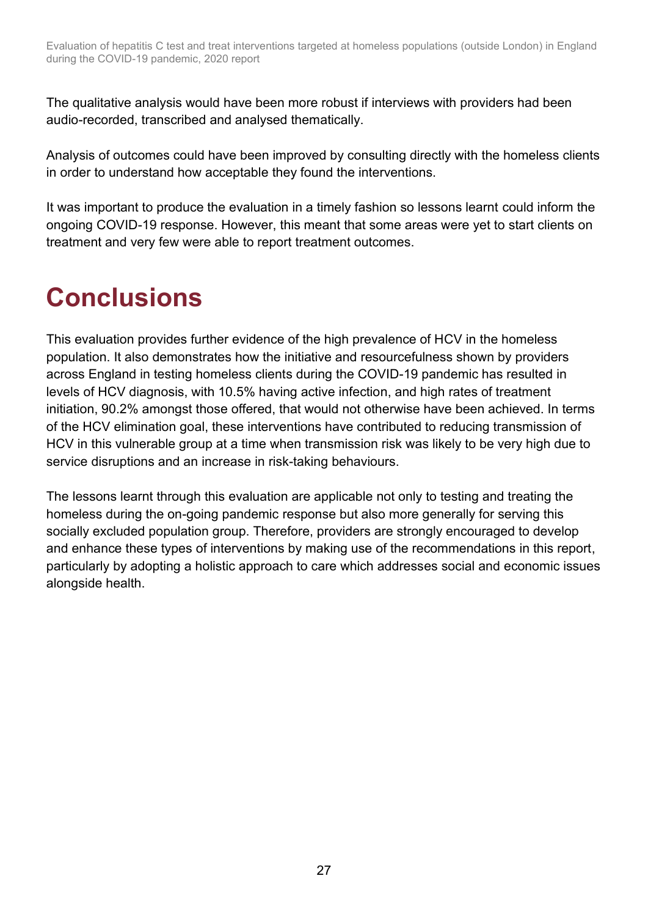The qualitative analysis would have been more robust if interviews with providers had been audio-recorded, transcribed and analysed thematically.

Analysis of outcomes could have been improved by consulting directly with the homeless clients in order to understand how acceptable they found the interventions.

It was important to produce the evaluation in a timely fashion so lessons learnt could inform the ongoing COVID-19 response. However, this meant that some areas were yet to start clients on treatment and very few were able to report treatment outcomes.

# Conclusions

This evaluation provides further evidence of the high prevalence of HCV in the homeless population. It also demonstrates how the initiative and resourcefulness shown by providers across England in testing homeless clients during the COVID-19 pandemic has resulted in levels of HCV diagnosis, with 10.5% having active infection, and high rates of treatment initiation, 90.2% amongst those offered, that would not otherwise have been achieved. In terms of the HCV elimination goal, these interventions have contributed to reducing transmission of HCV in this vulnerable group at a time when transmission risk was likely to be very high due to service disruptions and an increase in risk-taking behaviours.

The lessons learnt through this evaluation are applicable not only to testing and treating the homeless during the on-going pandemic response but also more generally for serving this socially excluded population group. Therefore, providers are strongly encouraged to develop and enhance these types of interventions by making use of the recommendations in this report, particularly by adopting a holistic approach to care which addresses social and economic issues alongside health.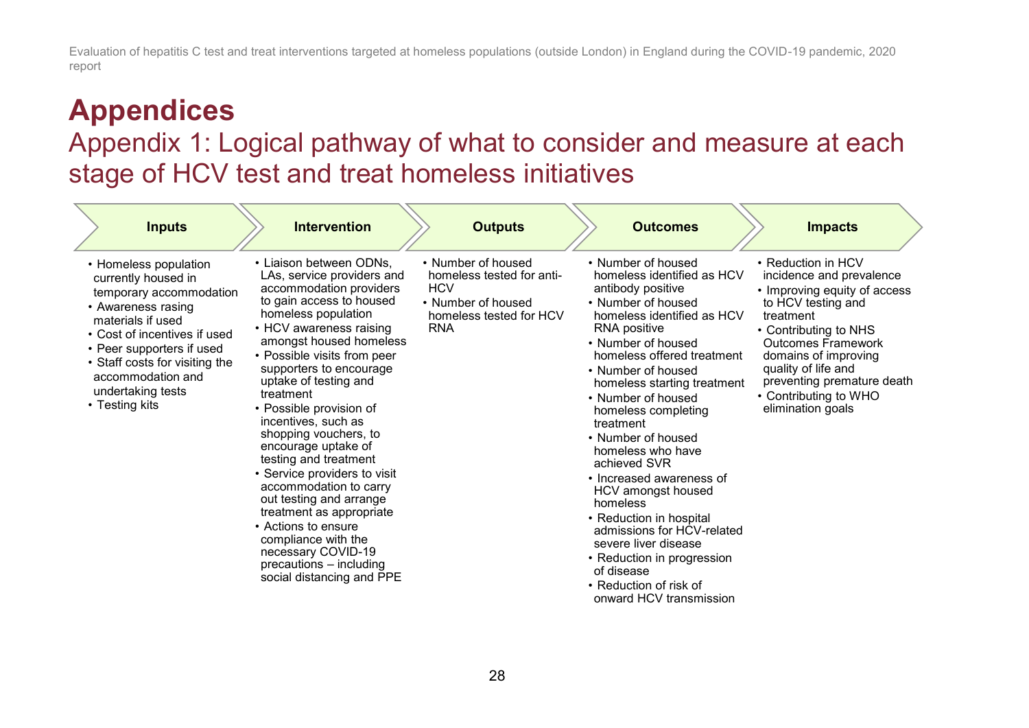# Appendices

## Appendix 1: Logical pathway of what to consider and measure at each stage of HCV test and treat homeless initiatives

| Inputs | Intervention | Outputs | Outcomes | Impacts |
|---|---|---|---|---|
| • Homeless population currently housed in temporary accommodation<br>• Awareness rasing materials if used<br>• Cost of incentives if used<br>• Peer supporters if used<br>• Staff costs for visiting the accommodation and undertaking tests<br>• Testing kits | • Liaison between ODNs, LAs, service providers and accommodation providers to gain access to housed homeless population<br>• HCV awareness raising amongst housed homeless<br>• Possible visits from peer supporters to encourage uptake of testing and treatment<br>• Possible provision of incentives, such as shopping vouchers, to encourage uptake of testing and treatment<br>• Service providers to visit accommodation to carry out testing and arrange treatment as appropriate<br>• Actions to ensure compliance with the necessary COVID-19 precautions – including social distancing and PPE | • Number of housed homeless tested for anti-HCV<br>• Number of housed homeless tested for HCV RNA | • Number of housed homeless identified as HCV antibody positive<br>• Number of housed homeless identified as HCV RNA positive<br>• Number of housed homeless offered treatment<br>• Number of housed homeless starting treatment<br>• Number of housed homeless completing treatment<br>• Number of housed homeless who have achieved SVR<br>• Increased awareness of HCV amongst housed homeless<br>• Reduction in hospital admissions for HCV-related severe liver disease<br>• Reduction in progression of disease<br>• Reduction of risk of onward HCV transmission | • Reduction in HCV incidence and prevalence<br>• Improving equity of access to HCV testing and treatment<br>• Contributing to NHS Outcomes Framework domains of improving quality of life and preventing premature death<br>• Contributing to WHO elimination goals |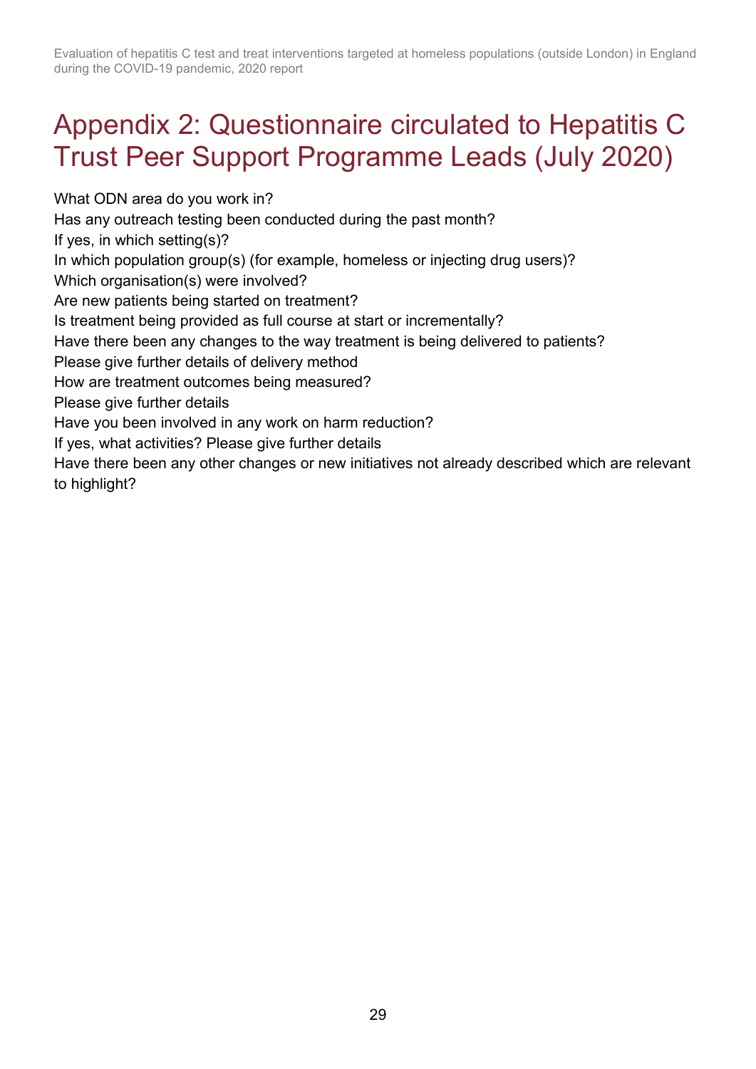# Appendix 2: Questionnaire circulated to Hepatitis C Trust Peer Support Programme Leads (July 2020)

What ODN area do you work in?

Has any outreach testing been conducted during the past month?

If yes, in which setting(s)?

In which population group(s) (for example, homeless or injecting drug users)?

Which organisation(s) were involved?

Are new patients being started on treatment?

Is treatment being provided as full course at start or incrementally?

Have there been any changes to the way treatment is being delivered to patients?

Please give further details of delivery method

How are treatment outcomes being measured?

Please give further details

Have you been involved in any work on harm reduction?

If yes, what activities? Please give further details

Have there been any other changes or new initiatives not already described which are relevant to highlight?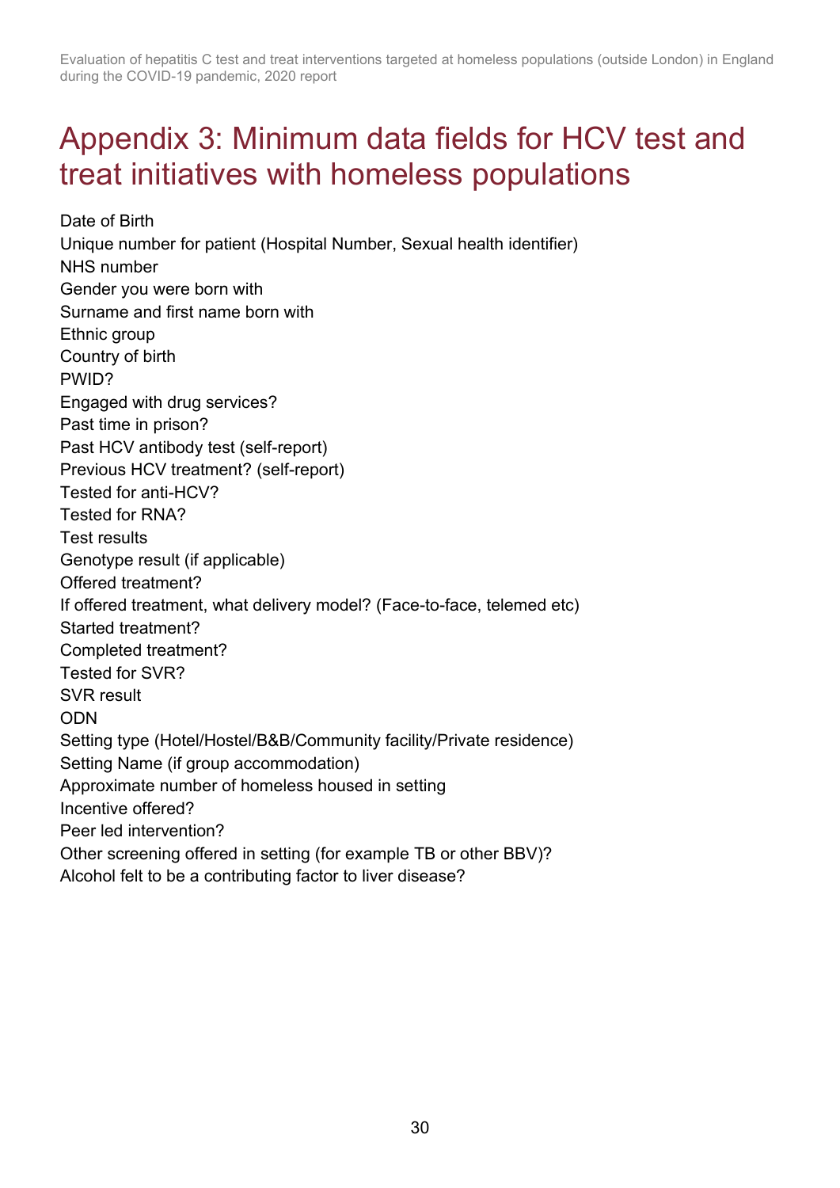# Appendix 3: Minimum data fields for HCV test and treat initiatives with homeless populations

Date of Birth
Unique number for patient (Hospital Number, Sexual health identifier)
NHS number
Gender you were born with
Surname and first name born with
Ethnic group
Country of birth
PWID?
Engaged with drug services?
Past time in prison?
Past HCV antibody test (self-report)
Previous HCV treatment? (self-report)
Tested for anti-HCV?
Tested for RNA?
Test results
Genotype result (if applicable)
Offered treatment?
If offered treatment, what delivery model? (Face-to-face, telemed etc)
Started treatment?
Completed treatment?
Tested for SVR?
SVR result
ODN
Setting type (Hotel/Hostel/B&B/Community facility/Private residence)
Setting Name (if group accommodation)
Approximate number of homeless housed in setting
Incentive offered?
Peer led intervention?
Other screening offered in setting (for example TB or other BBV)?
Alcohol felt to be a contributing factor to liver disease?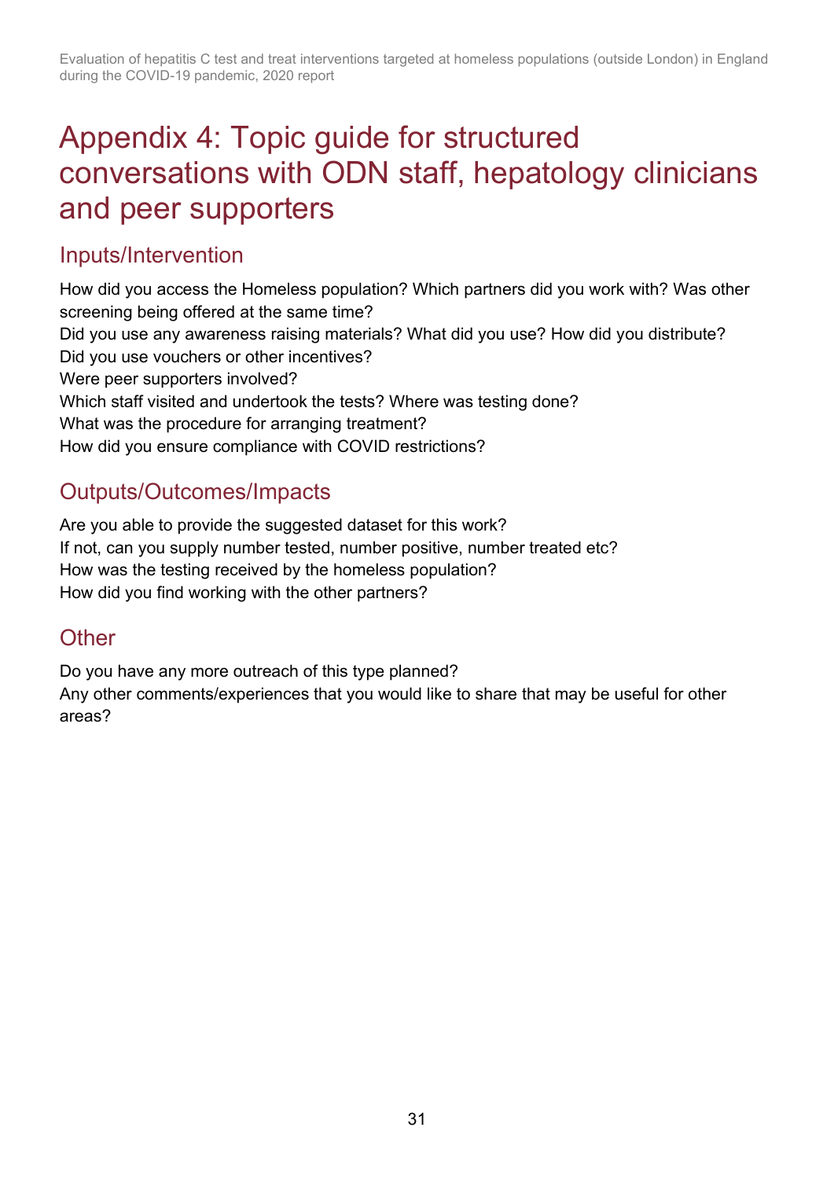# Appendix 4: Topic guide for structured conversations with ODN staff, hepatology clinicians and peer supporters

## Inputs/Intervention

How did you access the Homeless population? Which partners did you work with? Was other screening being offered at the same time?
Did you use any awareness raising materials? What did you use? How did you distribute?
Did you use vouchers or other incentives?
Were peer supporters involved?
Which staff visited and undertook the tests? Where was testing done?
What was the procedure for arranging treatment?
How did you ensure compliance with COVID restrictions?

## Outputs/Outcomes/Impacts

Are you able to provide the suggested dataset for this work?
If not, can you supply number tested, number positive, number treated etc?
How was the testing received by the homeless population?
How did you find working with the other partners?

## Other

Do you have any more outreach of this type planned?
Any other comments/experiences that you would like to share that may be useful for other areas?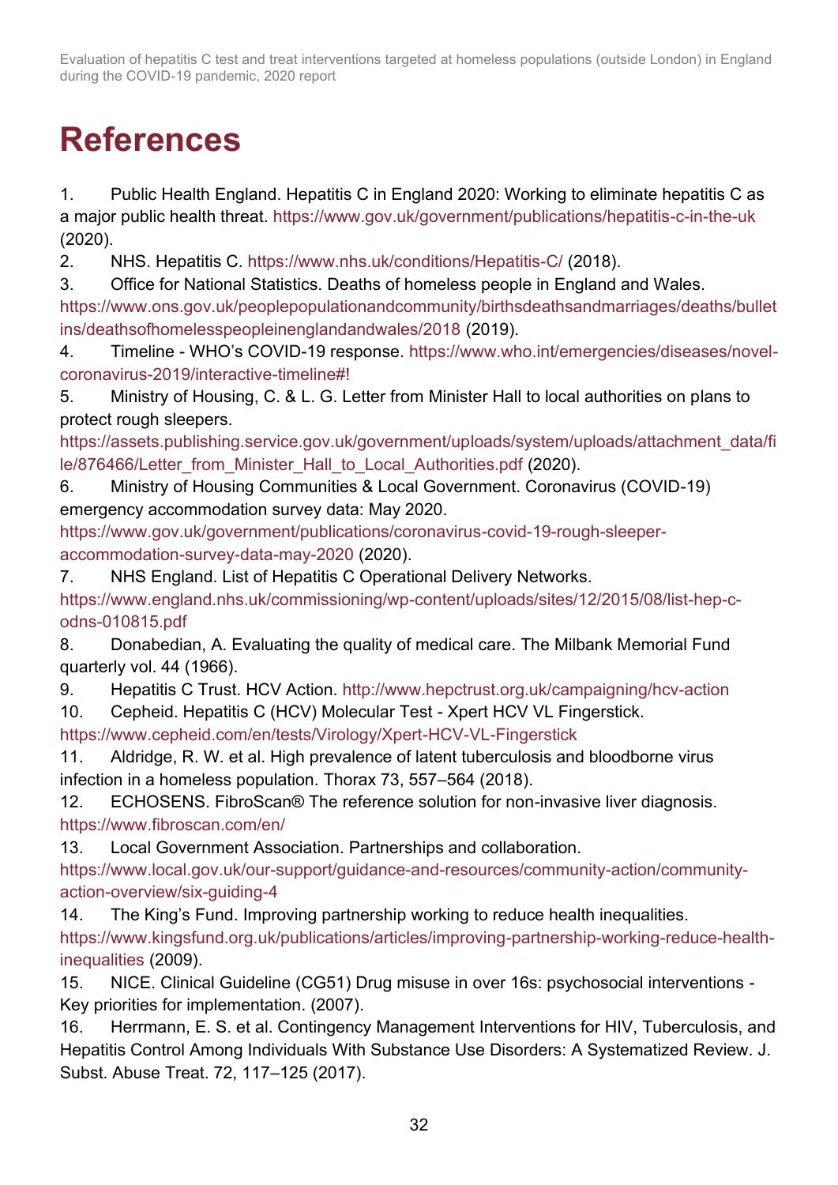# References

1. Public Health England. Hepatitis C in England 2020: Working to eliminate hepatitis C as a major public health threat. https://www.gov.uk/government/publications/hepatitis-c-in-the-uk (2020).
2. NHS. Hepatitis C. https://www.nhs.uk/conditions/Hepatitis-C/ (2018).
3. Office for National Statistics. Deaths of homeless people in England and Wales. https://www.ons.gov.uk/peoplepopulationandcommunity/birthsdeathsandmarriages/deaths/bulletins/deathsofhomelesspeopleinenglandandwales/2018 (2019).
4. Timeline - WHO's COVID-19 response. https://www.who.int/emergencies/diseases/novel-coronavirus-2019/interactive-timeline#!
5. Ministry of Housing, C. & L. G. Letter from Minister Hall to local authorities on plans to protect rough sleepers. https://assets.publishing.service.gov.uk/government/uploads/system/uploads/attachment_data/file/876466/Letter_from_Minister_Hall_to_Local_Authorities.pdf (2020).
6. Ministry of Housing Communities & Local Government. Coronavirus (COVID-19) emergency accommodation survey data: May 2020. https://www.gov.uk/government/publications/coronavirus-covid-19-rough-sleeper-accommodation-survey-data-may-2020 (2020).
7. NHS England. List of Hepatitis C Operational Delivery Networks. https://www.england.nhs.uk/commissioning/wp-content/uploads/sites/12/2015/08/list-hep-c-odns-010815.pdf
8. Donabedian, A. Evaluating the quality of medical care. The Milbank Memorial Fund quarterly vol. 44 (1966).
9. Hepatitis C Trust. HCV Action. http://www.hepctrust.org.uk/campaigning/hcv-action
10. Cepheid. Hepatitis C (HCV) Molecular Test - Xpert HCV VL Fingerstick. https://www.cepheid.com/en/tests/Virology/Xpert-HCV-VL-Fingerstick
11. Aldridge, R. W. et al. High prevalence of latent tuberculosis and bloodborne virus infection in a homeless population. Thorax 73, 557–564 (2018).
12. ECHOSENS. FibroScan® The reference solution for non-invasive liver diagnosis. https://www.fibroscan.com/en/
13. Local Government Association. Partnerships and collaboration. https://www.local.gov.uk/our-support/guidance-and-resources/community-action/community-action-overview/six-guiding-4
14. The King's Fund. Improving partnership working to reduce health inequalities. https://www.kingsfund.org.uk/publications/articles/improving-partnership-working-reduce-health-inequalities (2009).
15. NICE. Clinical Guideline (CG51) Drug misuse in over 16s: psychosocial interventions - Key priorities for implementation. (2007).
16. Herrmann, E. S. et al. Contingency Management Interventions for HIV, Tuberculosis, and Hepatitis Control Among Individuals With Substance Use Disorders: A Systematized Review. J. Subst. Abuse Treat. 72, 117–125 (2017).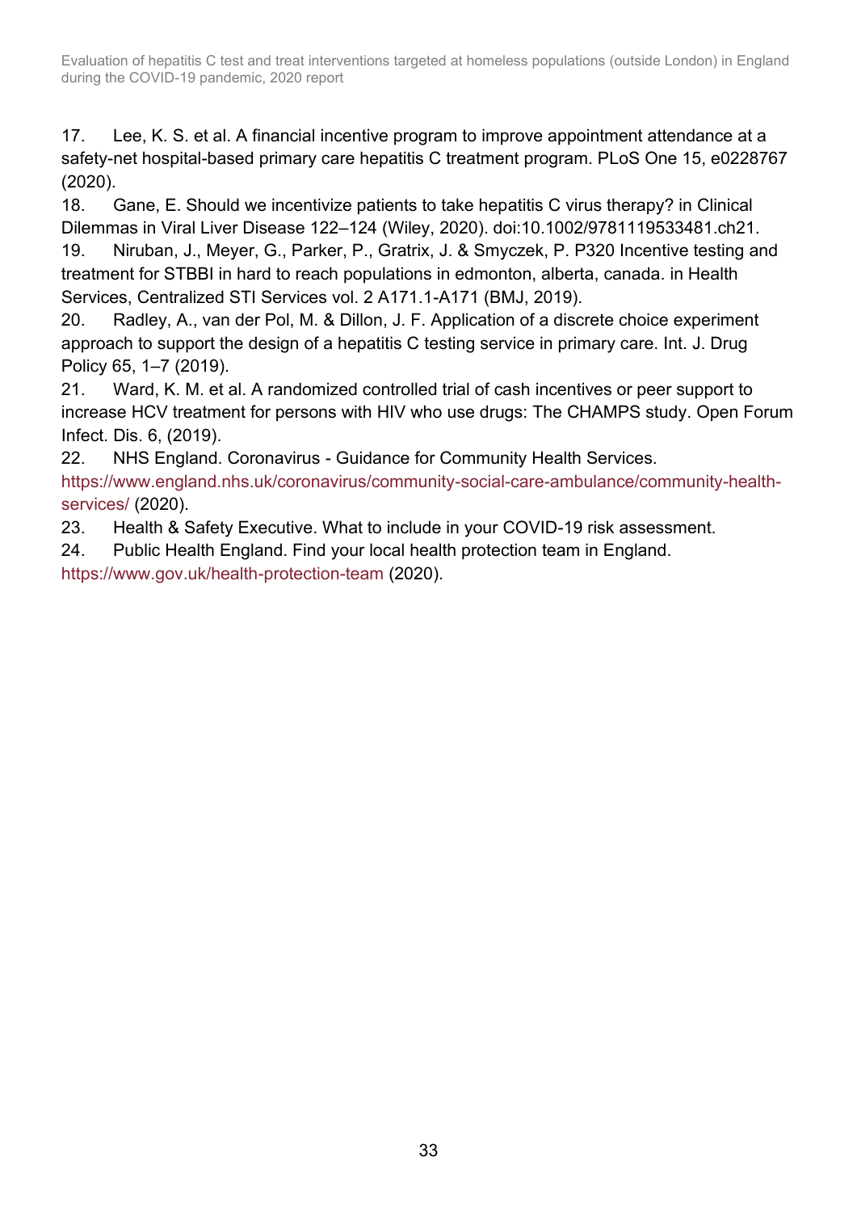17. Lee, K. S. et al. A financial incentive program to improve appointment attendance at a safety-net hospital-based primary care hepatitis C treatment program. PLoS One 15, e0228767 (2020).
18. Gane, E. Should we incentivize patients to take hepatitis C virus therapy? in Clinical Dilemmas in Viral Liver Disease 122–124 (Wiley, 2020). doi:10.1002/9781119533481.ch21.
19. Niruban, J., Meyer, G., Parker, P., Gratrix, J. & Smyczek, P. P320 Incentive testing and treatment for STBBI in hard to reach populations in edmonton, alberta, canada. in Health Services, Centralized STI Services vol. 2 A171.1-A171 (BMJ, 2019).
20. Radley, A., van der Pol, M. & Dillon, J. F. Application of a discrete choice experiment approach to support the design of a hepatitis C testing service in primary care. Int. J. Drug Policy 65, 1–7 (2019).
21. Ward, K. M. et al. A randomized controlled trial of cash incentives or peer support to increase HCV treatment for persons with HIV who use drugs: The CHAMPS study. Open Forum Infect. Dis. 6, (2019).
22. NHS England. Coronavirus - Guidance for Community Health Services. https://www.england.nhs.uk/coronavirus/community-social-care-ambulance/community-health-services/ (2020).
23. Health & Safety Executive. What to include in your COVID-19 risk assessment.
24. Public Health England. Find your local health protection team in England. https://www.gov.uk/health-protection-team (2020).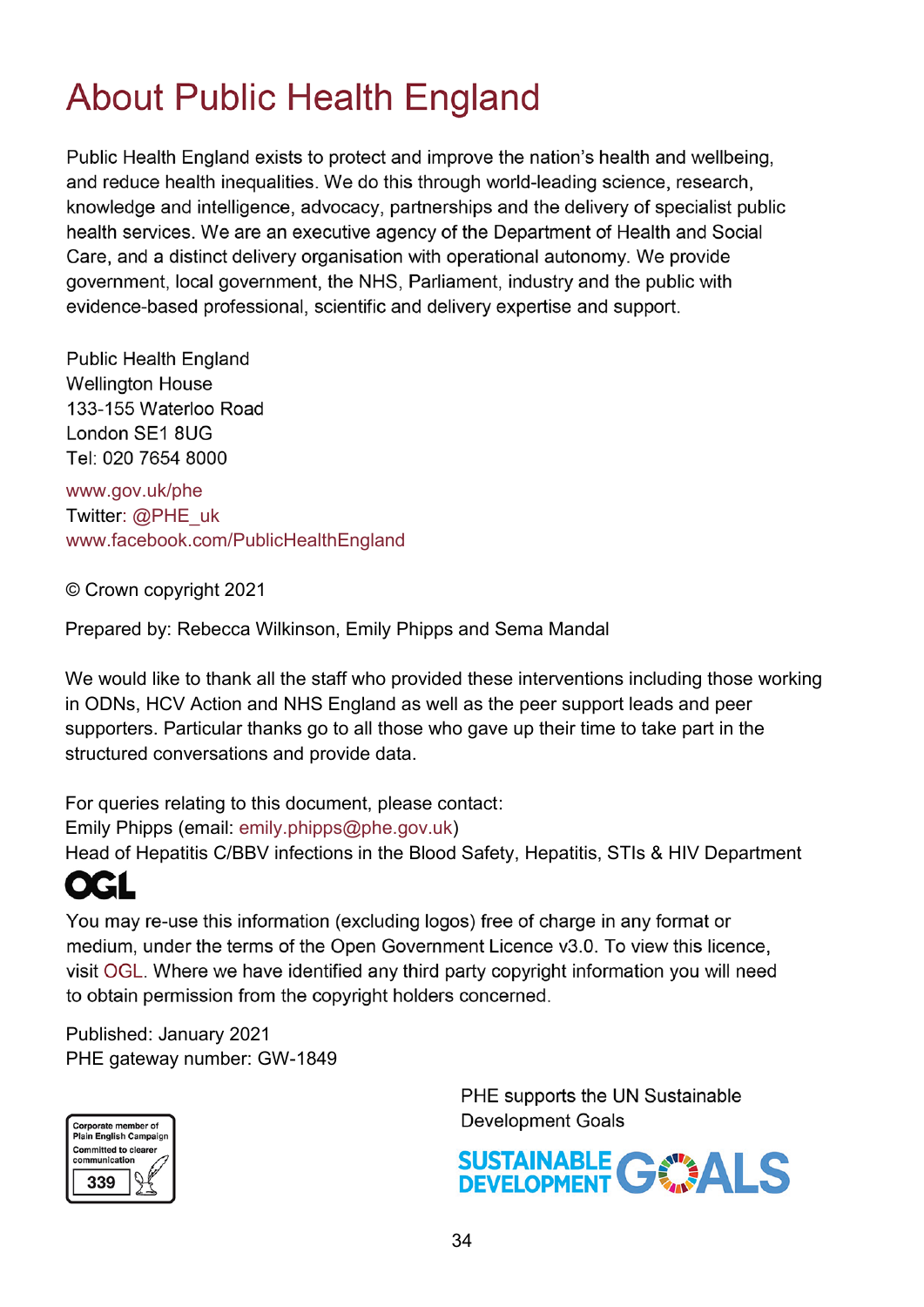# About Public Health England

Public Health England exists to protect and improve the nation's health and wellbeing, and reduce health inequalities. We do this through world-leading science, research, knowledge and intelligence, advocacy, partnerships and the delivery of specialist public health services. We are an executive agency of the Department of Health and Social Care, and a distinct delivery organisation with operational autonomy. We provide government, local government, the NHS, Parliament, industry and the public with evidence-based professional, scientific and delivery expertise and support.

Public Health England
Wellington House
133-155 Waterloo Road
London SE1 8UG
Tel: 020 7654 8000

www.gov.uk/phe
Twitter: @PHE_uk
www.facebook.com/PublicHealthEngland

© Crown copyright 2021

Prepared by: Rebecca Wilkinson, Emily Phipps and Sema Mandal

We would like to thank all the staff who provided these interventions including those working in ODNs, HCV Action and NHS England as well as the peer support leads and peer supporters. Particular thanks go to all those who gave up their time to take part in the structured conversations and provide data.

For queries relating to this document, please contact:
Emily Phipps (email: emily.phipps@phe.gov.uk)
Head of Hepatitis C/BBV infections in the Blood Safety, Hepatitis, STIs & HIV Department

OGL

You may re-use this information (excluding logos) free of charge in any format or medium, under the terms of the Open Government Licence v3.0. To view this licence, visit OGL. Where we have identified any third party copyright information you will need to obtain permission from the copyright holders concerned.

Published: January 2021
PHE gateway number: GW-1849

Corporate member of Plain English Campaign
Committed to clearer communication
339

PHE supports the UN Sustainable Development Goals

SUSTAINABLE DEVELOPMENT GOALS